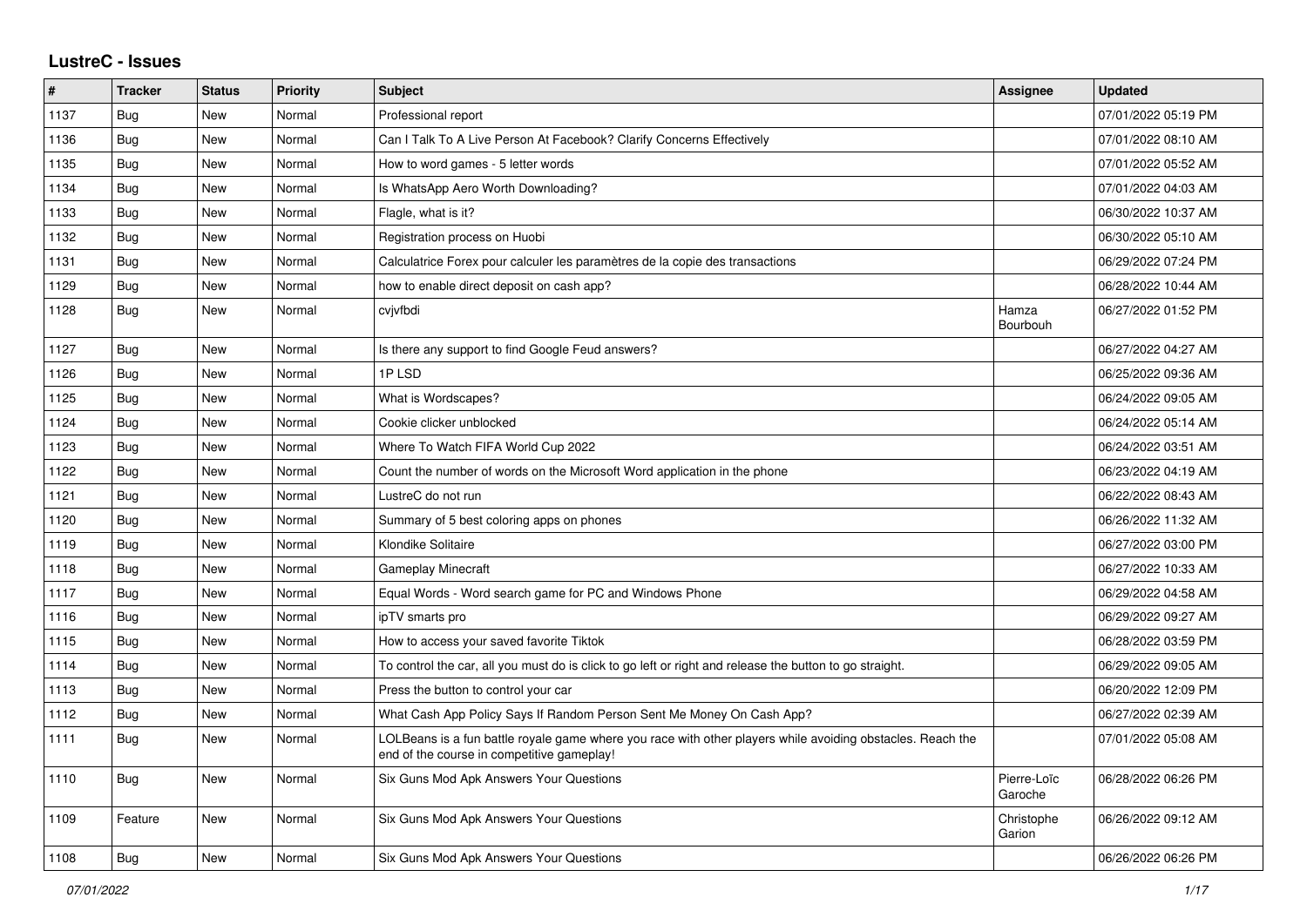# LustreC - Issues

| # | Tracker | Status | Priority | Subject | Assignee | Updated |
|---|---|---|---|---|---|---|
| 1137 | Bug | New | Normal | Professional report | | 07/01/2022 05:19 PM |
| 1136 | Bug | New | Normal | Can I Talk To A Live Person At Facebook? Clarify Concerns Effectively | | 07/01/2022 08:10 AM |
| 1135 | Bug | New | Normal | How to word games - 5 letter words | | 07/01/2022 05:52 AM |
| 1134 | Bug | New | Normal | Is WhatsApp Aero Worth Downloading? | | 07/01/2022 04:03 AM |
| 1133 | Bug | New | Normal | Flagle, what is it? | | 06/30/2022 10:37 AM |
| 1132 | Bug | New | Normal | Registration process on Huobi | | 06/30/2022 05:10 AM |
| 1131 | Bug | New | Normal | Calculatrice Forex pour calculer les paramètres de la copie des transactions | | 06/29/2022 07:24 PM |
| 1129 | Bug | New | Normal | how to enable direct deposit on cash app? | | 06/28/2022 10:44 AM |
| 1128 | Bug | New | Normal | cvjvfbdi | Hamza Bourbouh | 06/27/2022 01:52 PM |
| 1127 | Bug | New | Normal | Is there any support to find Google Feud answers? | | 06/27/2022 04:27 AM |
| 1126 | Bug | New | Normal | 1P LSD | | 06/25/2022 09:36 AM |
| 1125 | Bug | New | Normal | What is Wordscapes? | | 06/24/2022 09:05 AM |
| 1124 | Bug | New | Normal | Cookie clicker unblocked | | 06/24/2022 05:14 AM |
| 1123 | Bug | New | Normal | Where To Watch FIFA World Cup 2022 | | 06/24/2022 03:51 AM |
| 1122 | Bug | New | Normal | Count the number of words on the Microsoft Word application in the phone | | 06/23/2022 04:19 AM |
| 1121 | Bug | New | Normal | LustreC do not run | | 06/22/2022 08:43 AM |
| 1120 | Bug | New | Normal | Summary of 5 best coloring apps on phones | | 06/26/2022 11:32 AM |
| 1119 | Bug | New | Normal | Klondike Solitaire | | 06/27/2022 03:00 PM |
| 1118 | Bug | New | Normal | Gameplay Minecraft | | 06/27/2022 10:33 AM |
| 1117 | Bug | New | Normal | Equal Words - Word search game for PC and Windows Phone | | 06/29/2022 04:58 AM |
| 1116 | Bug | New | Normal | ipTV smarts pro | | 06/29/2022 09:27 AM |
| 1115 | Bug | New | Normal | How to access your saved favorite Tiktok | | 06/28/2022 03:59 PM |
| 1114 | Bug | New | Normal | To control the car, all you must do is click to go left or right and release the button to go straight. | | 06/29/2022 09:05 AM |
| 1113 | Bug | New | Normal | Press the button to control your car | | 06/20/2022 12:09 PM |
| 1112 | Bug | New | Normal | What Cash App Policy Says If Random Person Sent Me Money On Cash App? | | 06/27/2022 02:39 AM |
| 1111 | Bug | New | Normal | LOLBeans is a fun battle royale game where you race with other players while avoiding obstacles. Reach the end of the course in competitive gameplay! | | 07/01/2022 05:08 AM |
| 1110 | Bug | New | Normal | Six Guns Mod Apk Answers Your Questions | Pierre-Loïc Garoche | 06/28/2022 06:26 PM |
| 1109 | Feature | New | Normal | Six Guns Mod Apk Answers Your Questions | Christophe Garion | 06/26/2022 09:12 AM |
| 1108 | Bug | New | Normal | Six Guns Mod Apk Answers Your Questions | | 06/26/2022 06:26 PM |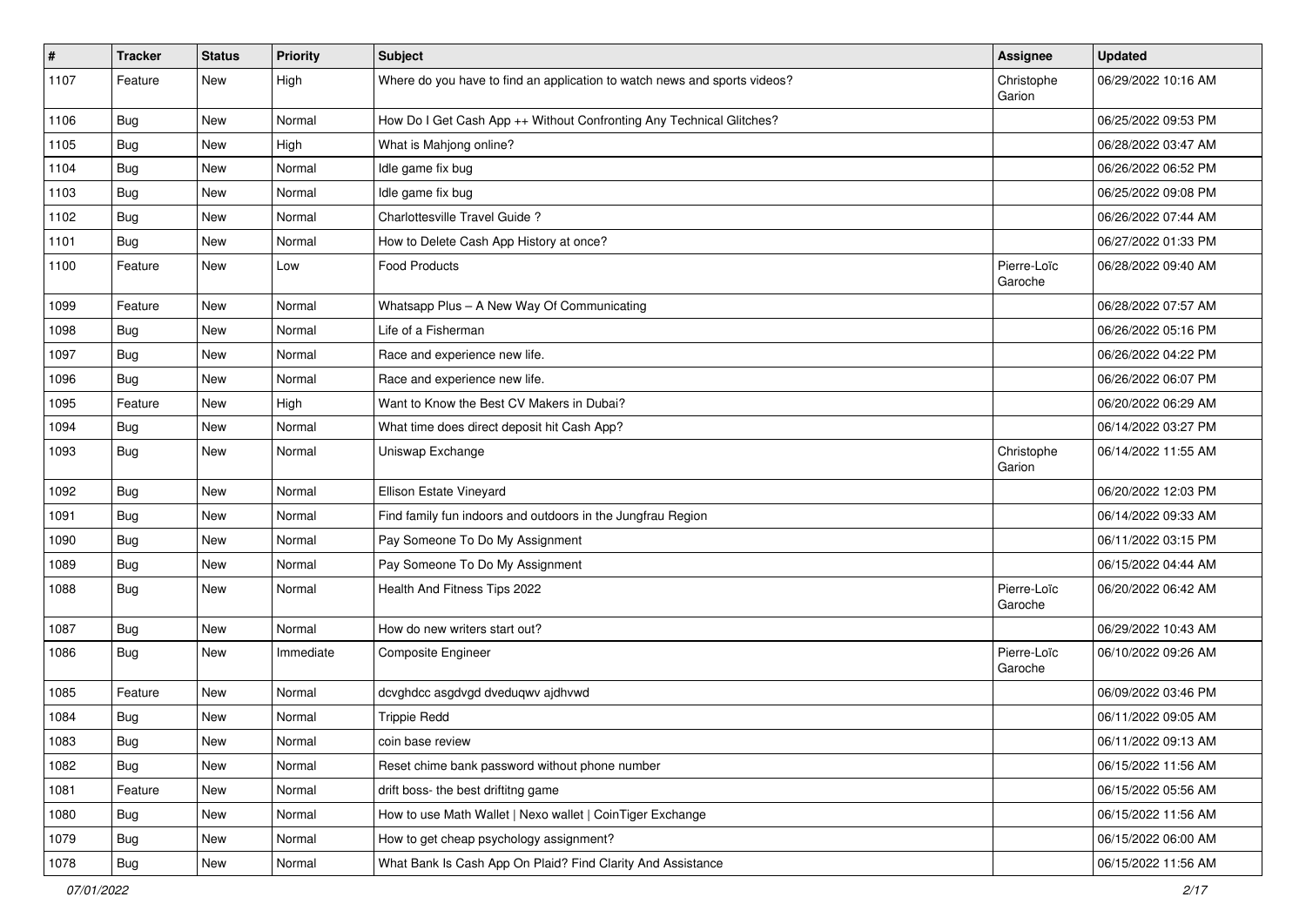| # | Tracker | Status | Priority | Subject | Assignee | Updated |
|---|---|---|---|---|---|---|
| 1107 | Feature | New | High | Where do you have to find an application to watch news and sports videos? | Christophe Garion | 06/29/2022 10:16 AM |
| 1106 | Bug | New | Normal | How Do I Get Cash App ++ Without Confronting Any Technical Glitches? | | 06/25/2022 09:53 PM |
| 1105 | Bug | New | High | What is Mahjong online? | | 06/28/2022 03:47 AM |
| 1104 | Bug | New | Normal | Idle game fix bug | | 06/26/2022 06:52 PM |
| 1103 | Bug | New | Normal | Idle game fix bug | | 06/25/2022 09:08 PM |
| 1102 | Bug | New | Normal | Charlottesville Travel Guide ? | | 06/26/2022 07:44 AM |
| 1101 | Bug | New | Normal | How to Delete Cash App History at once? | | 06/27/2022 01:33 PM |
| 1100 | Feature | New | Low | Food Products | Pierre-Loïc Garoche | 06/28/2022 09:40 AM |
| 1099 | Feature | New | Normal | Whatsapp Plus – A New Way Of Communicating | | 06/28/2022 07:57 AM |
| 1098 | Bug | New | Normal | Life of a Fisherman | | 06/26/2022 05:16 PM |
| 1097 | Bug | New | Normal | Race and experience new life. | | 06/26/2022 04:22 PM |
| 1096 | Bug | New | Normal | Race and experience new life. | | 06/26/2022 06:07 PM |
| 1095 | Feature | New | High | Want to Know the Best CV Makers in Dubai? | | 06/20/2022 06:29 AM |
| 1094 | Bug | New | Normal | What time does direct deposit hit Cash App? | | 06/14/2022 03:27 PM |
| 1093 | Bug | New | Normal | Uniswap Exchange | Christophe Garion | 06/14/2022 11:55 AM |
| 1092 | Bug | New | Normal | Ellison Estate Vineyard | | 06/20/2022 12:03 PM |
| 1091 | Bug | New | Normal | Find family fun indoors and outdoors in the Jungfrau Region | | 06/14/2022 09:33 AM |
| 1090 | Bug | New | Normal | Pay Someone To Do My Assignment | | 06/11/2022 03:15 PM |
| 1089 | Bug | New | Normal | Pay Someone To Do My Assignment | | 06/15/2022 04:44 AM |
| 1088 | Bug | New | Normal | Health And Fitness Tips 2022 | Pierre-Loïc Garoche | 06/20/2022 06:42 AM |
| 1087 | Bug | New | Normal | How do new writers start out? | | 06/29/2022 10:43 AM |
| 1086 | Bug | New | Immediate | Composite Engineer | Pierre-Loïc Garoche | 06/10/2022 09:26 AM |
| 1085 | Feature | New | Normal | dcvghdcc asgdvgd dveduqwv ajdhvwd | | 06/09/2022 03:46 PM |
| 1084 | Bug | New | Normal | Trippie Redd | | 06/11/2022 09:05 AM |
| 1083 | Bug | New | Normal | coin base review | | 06/11/2022 09:13 AM |
| 1082 | Bug | New | Normal | Reset chime bank password without phone number | | 06/15/2022 11:56 AM |
| 1081 | Feature | New | Normal | drift boss- the best driftitng game | | 06/15/2022 05:56 AM |
| 1080 | Bug | New | Normal | How to use Math Wallet \| Nexo wallet \| CoinTiger Exchange | | 06/15/2022 11:56 AM |
| 1079 | Bug | New | Normal | How to get cheap psychology assignment? | | 06/15/2022 06:00 AM |
| 1078 | Bug | New | Normal | What Bank Is Cash App On Plaid? Find Clarity And Assistance | | 06/15/2022 11:56 AM |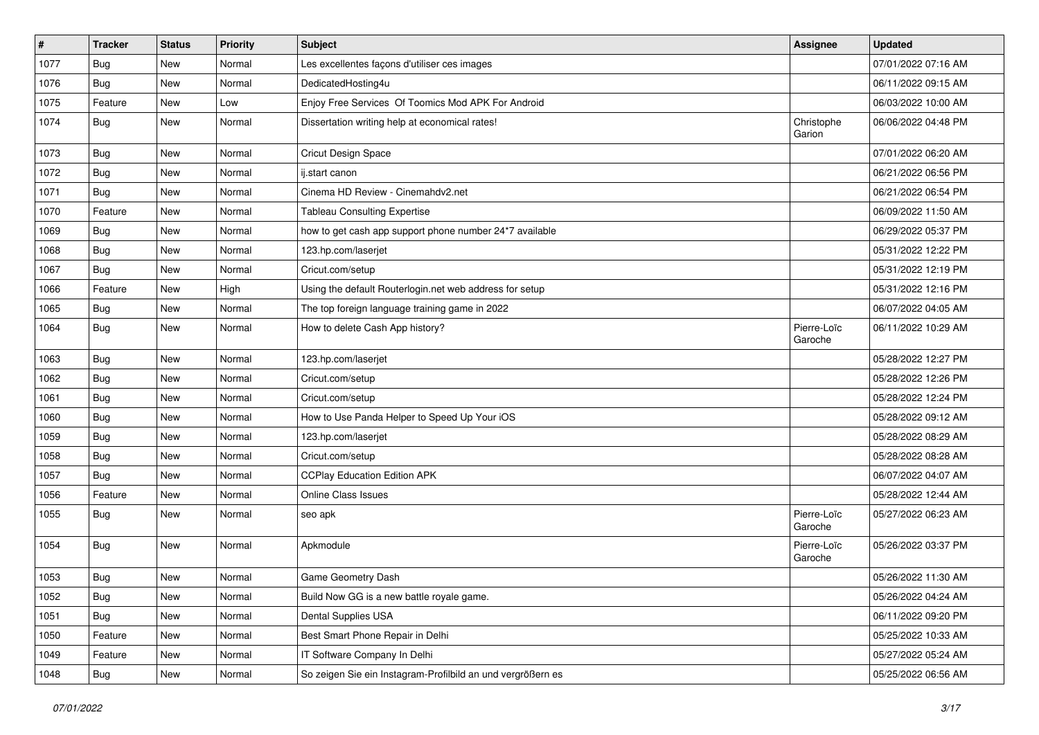| # | Tracker | Status | Priority | Subject | Assignee | Updated |
| --- | --- | --- | --- | --- | --- | --- |
| 1077 | Bug | New | Normal | Les excellentes façons d'utiliser ces images | | 07/01/2022 07:16 AM |
| 1076 | Bug | New | Normal | DedicatedHosting4u | | 06/11/2022 09:15 AM |
| 1075 | Feature | New | Low | Enjoy Free Services Of Toomics Mod APK For Android | | 06/03/2022 10:00 AM |
| 1074 | Bug | New | Normal | Dissertation writing help at economical rates! | Christophe Garion | 06/06/2022 04:48 PM |
| 1073 | Bug | New | Normal | Cricut Design Space | | 07/01/2022 06:20 AM |
| 1072 | Bug | New | Normal | ij.start canon | | 06/21/2022 06:56 PM |
| 1071 | Bug | New | Normal | Cinema HD Review - Cinemahdv2.net | | 06/21/2022 06:54 PM |
| 1070 | Feature | New | Normal | Tableau Consulting Expertise | | 06/09/2022 11:50 AM |
| 1069 | Bug | New | Normal | how to get cash app support phone number 24*7 available | | 06/29/2022 05:37 PM |
| 1068 | Bug | New | Normal | 123.hp.com/laserjet | | 05/31/2022 12:22 PM |
| 1067 | Bug | New | Normal | Cricut.com/setup | | 05/31/2022 12:19 PM |
| 1066 | Feature | New | High | Using the default Routerlogin.net web address for setup | | 05/31/2022 12:16 PM |
| 1065 | Bug | New | Normal | The top foreign language training game in 2022 | | 06/07/2022 04:05 AM |
| 1064 | Bug | New | Normal | How to delete Cash App history? | Pierre-Loïc Garoche | 06/11/2022 10:29 AM |
| 1063 | Bug | New | Normal | 123.hp.com/laserjet | | 05/28/2022 12:27 PM |
| 1062 | Bug | New | Normal | Cricut.com/setup | | 05/28/2022 12:26 PM |
| 1061 | Bug | New | Normal | Cricut.com/setup | | 05/28/2022 12:24 PM |
| 1060 | Bug | New | Normal | How to Use Panda Helper to Speed Up Your iOS | | 05/28/2022 09:12 AM |
| 1059 | Bug | New | Normal | 123.hp.com/laserjet | | 05/28/2022 08:29 AM |
| 1058 | Bug | New | Normal | Cricut.com/setup | | 05/28/2022 08:28 AM |
| 1057 | Bug | New | Normal | CCPlay Education Edition APK | | 06/07/2022 04:07 AM |
| 1056 | Feature | New | Normal | Online Class Issues | | 05/28/2022 12:44 AM |
| 1055 | Bug | New | Normal | seo apk | Pierre-Loïc Garoche | 05/27/2022 06:23 AM |
| 1054 | Bug | New | Normal | Apkmodule | Pierre-Loïc Garoche | 05/26/2022 03:37 PM |
| 1053 | Bug | New | Normal | Game Geometry Dash | | 05/26/2022 11:30 AM |
| 1052 | Bug | New | Normal | Build Now GG is a new battle royale game. | | 05/26/2022 04:24 AM |
| 1051 | Bug | New | Normal | Dental Supplies USA | | 06/11/2022 09:20 PM |
| 1050 | Feature | New | Normal | Best Smart Phone Repair in Delhi | | 05/25/2022 10:33 AM |
| 1049 | Feature | New | Normal | IT Software Company In Delhi | | 05/27/2022 05:24 AM |
| 1048 | Bug | New | Normal | So zeigen Sie ein Instagram-Profilbild an und vergrößern es | | 05/25/2022 06:56 AM |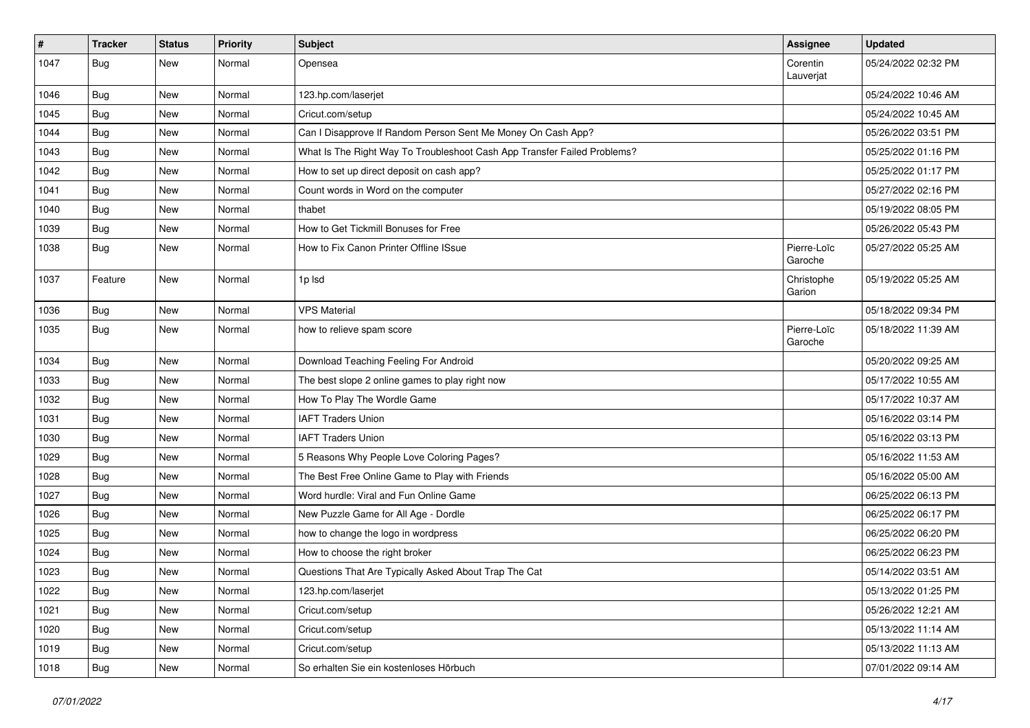| # | Tracker | Status | Priority | Subject | Assignee | Updated |
|---|---|---|---|---|---|---|
| 1047 | Bug | New | Normal | Opensea | Corentin Lauverjat | 05/24/2022 02:32 PM |
| 1046 | Bug | New | Normal | 123.hp.com/laserjet | | 05/24/2022 10:46 AM |
| 1045 | Bug | New | Normal | Cricut.com/setup | | 05/24/2022 10:45 AM |
| 1044 | Bug | New | Normal | Can I Disapprove If Random Person Sent Me Money On Cash App? | | 05/26/2022 03:51 PM |
| 1043 | Bug | New | Normal | What Is The Right Way To Troubleshoot Cash App Transfer Failed Problems? | | 05/25/2022 01:16 PM |
| 1042 | Bug | New | Normal | How to set up direct deposit on cash app? | | 05/25/2022 01:17 PM |
| 1041 | Bug | New | Normal | Count words in Word on the computer | | 05/27/2022 02:16 PM |
| 1040 | Bug | New | Normal | thabet | | 05/19/2022 08:05 PM |
| 1039 | Bug | New | Normal | How to Get Tickmill Bonuses for Free | | 05/26/2022 05:43 PM |
| 1038 | Bug | New | Normal | How to Fix Canon Printer Offline ISsue | Pierre-Loïc Garoche | 05/27/2022 05:25 AM |
| 1037 | Feature | New | Normal | 1p lsd | Christophe Garion | 05/19/2022 05:25 AM |
| 1036 | Bug | New | Normal | VPS Material | | 05/18/2022 09:34 PM |
| 1035 | Bug | New | Normal | how to relieve spam score | Pierre-Loïc Garoche | 05/18/2022 11:39 AM |
| 1034 | Bug | New | Normal | Download Teaching Feeling For Android | | 05/20/2022 09:25 AM |
| 1033 | Bug | New | Normal | The best slope 2 online games to play right now | | 05/17/2022 10:55 AM |
| 1032 | Bug | New | Normal | How To Play The Wordle Game | | 05/17/2022 10:37 AM |
| 1031 | Bug | New | Normal | IAFT Traders Union | | 05/16/2022 03:14 PM |
| 1030 | Bug | New | Normal | IAFT Traders Union | | 05/16/2022 03:13 PM |
| 1029 | Bug | New | Normal | 5 Reasons Why People Love Coloring Pages? | | 05/16/2022 11:53 AM |
| 1028 | Bug | New | Normal | The Best Free Online Game to Play with Friends | | 05/16/2022 05:00 AM |
| 1027 | Bug | New | Normal | Word hurdle: Viral and Fun Online Game | | 06/25/2022 06:13 PM |
| 1026 | Bug | New | Normal | New Puzzle Game for All Age - Dordle | | 06/25/2022 06:17 PM |
| 1025 | Bug | New | Normal | how to change the logo in wordpress | | 06/25/2022 06:20 PM |
| 1024 | Bug | New | Normal | How to choose the right broker | | 06/25/2022 06:23 PM |
| 1023 | Bug | New | Normal | Questions That Are Typically Asked About Trap The Cat | | 05/14/2022 03:51 AM |
| 1022 | Bug | New | Normal | 123.hp.com/laserjet | | 05/13/2022 01:25 PM |
| 1021 | Bug | New | Normal | Cricut.com/setup | | 05/26/2022 12:21 AM |
| 1020 | Bug | New | Normal | Cricut.com/setup | | 05/13/2022 11:14 AM |
| 1019 | Bug | New | Normal | Cricut.com/setup | | 05/13/2022 11:13 AM |
| 1018 | Bug | New | Normal | So erhalten Sie ein kostenloses Hörbuch | | 07/01/2022 09:14 AM |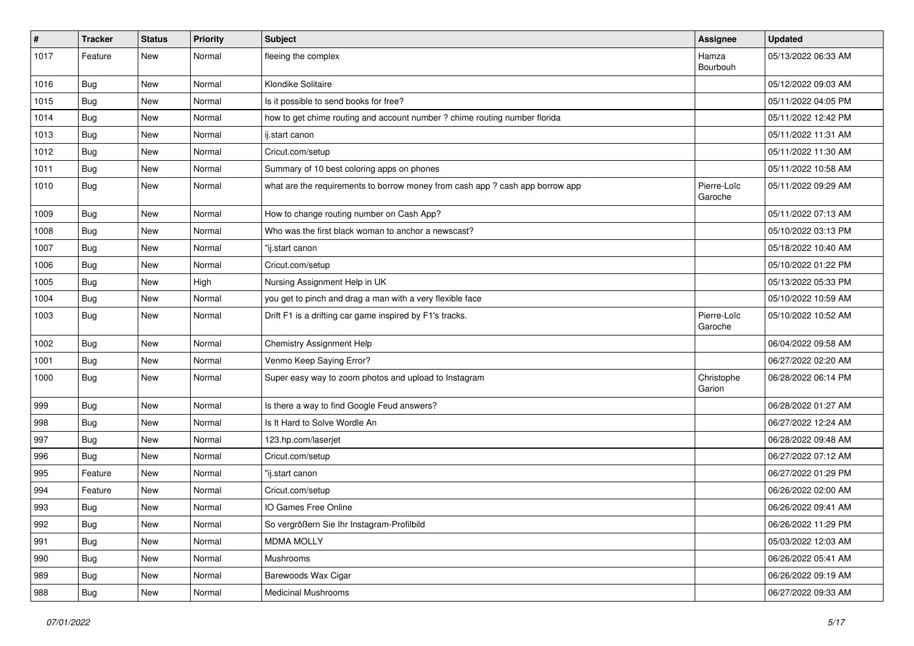| # | Tracker | Status | Priority | Subject | Assignee | Updated |
|---|---|---|---|---|---|---|
| 1017 | Feature | New | Normal | fleeing the complex | Hamza Bourbouh | 05/13/2022 06:33 AM |
| 1016 | Bug | New | Normal | Klondike Solitaire | | 05/12/2022 09:03 AM |
| 1015 | Bug | New | Normal | Is it possible to send books for free? | | 05/11/2022 04:05 PM |
| 1014 | Bug | New | Normal | how to get chime routing and account number ? chime routing number florida | | 05/11/2022 12:42 PM |
| 1013 | Bug | New | Normal | ij.start canon | | 05/11/2022 11:31 AM |
| 1012 | Bug | New | Normal | Cricut.com/setup | | 05/11/2022 11:30 AM |
| 1011 | Bug | New | Normal | Summary of 10 best coloring apps on phones | | 05/11/2022 10:58 AM |
| 1010 | Bug | New | Normal | what are the requirements to borrow money from cash app ? cash app borrow app | Pierre-Loïc Garoche | 05/11/2022 09:29 AM |
| 1009 | Bug | New | Normal | How to change routing number on Cash App? | | 05/11/2022 07:13 AM |
| 1008 | Bug | New | Normal | Who was the first black woman to anchor a newscast? | | 05/10/2022 03:13 PM |
| 1007 | Bug | New | Normal | "ij.start canon | | 05/18/2022 10:40 AM |
| 1006 | Bug | New | Normal | Cricut.com/setup | | 05/10/2022 01:22 PM |
| 1005 | Bug | New | High | Nursing Assignment Help in UK | | 05/13/2022 05:33 PM |
| 1004 | Bug | New | Normal | you get to pinch and drag a man with a very flexible face | | 05/10/2022 10:59 AM |
| 1003 | Bug | New | Normal | Drift F1 is a drifting car game inspired by F1's tracks. | Pierre-Loïc Garoche | 05/10/2022 10:52 AM |
| 1002 | Bug | New | Normal | Chemistry Assignment Help | | 06/04/2022 09:58 AM |
| 1001 | Bug | New | Normal | Venmo Keep Saying Error? | | 06/27/2022 02:20 AM |
| 1000 | Bug | New | Normal | Super easy way to zoom photos and upload to Instagram | Christophe Garion | 06/28/2022 06:14 PM |
| 999 | Bug | New | Normal | Is there a way to find Google Feud answers? | | 06/28/2022 01:27 AM |
| 998 | Bug | New | Normal | Is It Hard to Solve Wordle An | | 06/27/2022 12:24 AM |
| 997 | Bug | New | Normal | 123.hp.com/laserjet | | 06/28/2022 09:48 AM |
| 996 | Bug | New | Normal | Cricut.com/setup | | 06/27/2022 07:12 AM |
| 995 | Feature | New | Normal | "ij.start canon | | 06/27/2022 01:29 PM |
| 994 | Feature | New | Normal | Cricut.com/setup | | 06/26/2022 02:00 AM |
| 993 | Bug | New | Normal | IO Games Free Online | | 06/26/2022 09:41 AM |
| 992 | Bug | New | Normal | So vergrößern Sie Ihr Instagram-Profilbild | | 06/26/2022 11:29 PM |
| 991 | Bug | New | Normal | MDMA MOLLY | | 05/03/2022 12:03 AM |
| 990 | Bug | New | Normal | Mushrooms | | 06/26/2022 05:41 AM |
| 989 | Bug | New | Normal | Barewoods Wax Cigar | | 06/26/2022 09:19 AM |
| 988 | Bug | New | Normal | Medicinal Mushrooms | | 06/27/2022 09:33 AM |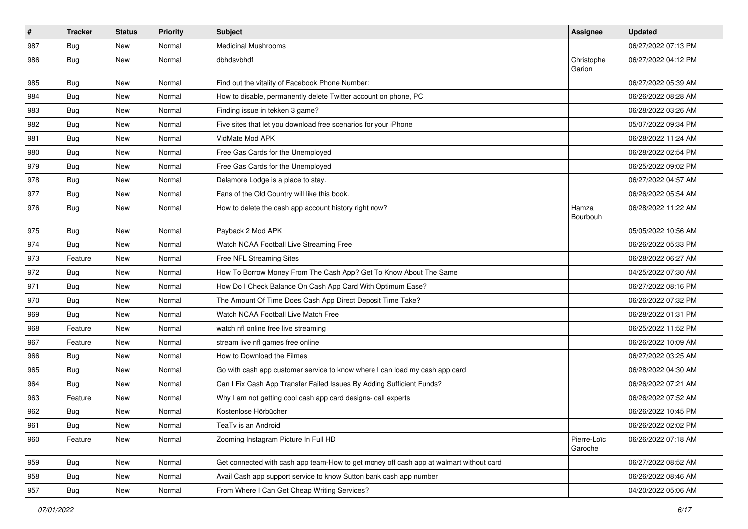| # | Tracker | Status | Priority | Subject | Assignee | Updated |
|---|---|---|---|---|---|---|
| 987 | Bug | New | Normal | Medicinal Mushrooms | | 06/27/2022 07:13 PM |
| 986 | Bug | New | Normal | dbhdsvbhdf | Christophe Garion | 06/27/2022 04:12 PM |
| 985 | Bug | New | Normal | Find out the vitality of Facebook Phone Number: | | 06/27/2022 05:39 AM |
| 984 | Bug | New | Normal | How to disable, permanently delete Twitter account on phone, PC | | 06/26/2022 08:28 AM |
| 983 | Bug | New | Normal | Finding issue in tekken 3 game? | | 06/28/2022 03:26 AM |
| 982 | Bug | New | Normal | Five sites that let you download free scenarios for your iPhone | | 05/07/2022 09:34 PM |
| 981 | Bug | New | Normal | VidMate Mod APK | | 06/28/2022 11:24 AM |
| 980 | Bug | New | Normal | Free Gas Cards for the Unemployed | | 06/28/2022 02:54 PM |
| 979 | Bug | New | Normal | Free Gas Cards for the Unemployed | | 06/25/2022 09:02 PM |
| 978 | Bug | New | Normal | Delamore Lodge is a place to stay. | | 06/27/2022 04:57 AM |
| 977 | Bug | New | Normal | Fans of the Old Country will like this book. | | 06/26/2022 05:54 AM |
| 976 | Bug | New | Normal | How to delete the cash app account history right now? | Hamza Bourbouh | 06/28/2022 11:22 AM |
| 975 | Bug | New | Normal | Payback 2 Mod APK | | 05/05/2022 10:56 AM |
| 974 | Bug | New | Normal | Watch NCAA Football Live Streaming Free | | 06/26/2022 05:33 PM |
| 973 | Feature | New | Normal | Free NFL Streaming Sites | | 06/28/2022 06:27 AM |
| 972 | Bug | New | Normal | How To Borrow Money From The Cash App? Get To Know About The Same | | 04/25/2022 07:30 AM |
| 971 | Bug | New | Normal | How Do I Check Balance On Cash App Card With Optimum Ease? | | 06/27/2022 08:16 PM |
| 970 | Bug | New | Normal | The Amount Of Time Does Cash App Direct Deposit Time Take? | | 06/26/2022 07:32 PM |
| 969 | Bug | New | Normal | Watch NCAA Football Live Match Free | | 06/28/2022 01:31 PM |
| 968 | Feature | New | Normal | watch nfl online free live streaming | | 06/25/2022 11:52 PM |
| 967 | Feature | New | Normal | stream live nfl games free online | | 06/26/2022 10:09 AM |
| 966 | Bug | New | Normal | How to Download the Filmes | | 06/27/2022 03:25 AM |
| 965 | Bug | New | Normal | Go with cash app customer service to know where I can load my cash app card | | 06/28/2022 04:30 AM |
| 964 | Bug | New | Normal | Can I Fix Cash App Transfer Failed Issues By Adding Sufficient Funds? | | 06/26/2022 07:21 AM |
| 963 | Feature | New | Normal | Why I am not getting cool cash app card designs- call experts | | 06/26/2022 07:52 AM |
| 962 | Bug | New | Normal | Kostenlose Hörbücher | | 06/26/2022 10:45 PM |
| 961 | Bug | New | Normal | TeaTv is an Android | | 06/26/2022 02:02 PM |
| 960 | Feature | New | Normal | Zooming Instagram Picture In Full HD | Pierre-Loïc Garoche | 06/26/2022 07:18 AM |
| 959 | Bug | New | Normal | Get connected with cash app team-How to get money off cash app at walmart without card | | 06/27/2022 08:52 AM |
| 958 | Bug | New | Normal | Avail Cash app support service to know Sutton bank cash app number | | 06/26/2022 08:46 AM |
| 957 | Bug | New | Normal | From Where I Can Get Cheap Writing Services? | | 04/20/2022 05:06 AM |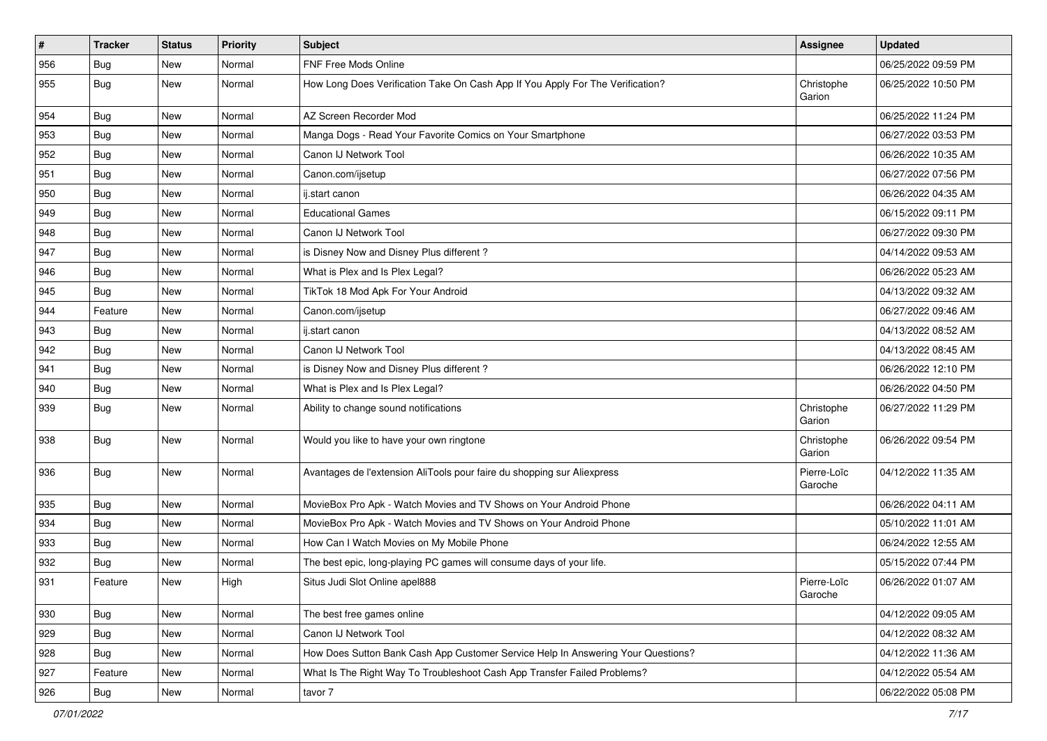| # | Tracker | Status | Priority | Subject | Assignee | Updated |
|---|---|---|---|---|---|---|
| 956 | Bug | New | Normal | FNF Free Mods Online | | 06/25/2022 09:59 PM |
| 955 | Bug | New | Normal | How Long Does Verification Take On Cash App If You Apply For The Verification? | Christophe Garion | 06/25/2022 10:50 PM |
| 954 | Bug | New | Normal | AZ Screen Recorder Mod | | 06/25/2022 11:24 PM |
| 953 | Bug | New | Normal | Manga Dogs - Read Your Favorite Comics on Your Smartphone | | 06/27/2022 03:53 PM |
| 952 | Bug | New | Normal | Canon IJ Network Tool | | 06/26/2022 10:35 AM |
| 951 | Bug | New | Normal | Canon.com/ijsetup | | 06/27/2022 07:56 PM |
| 950 | Bug | New | Normal | ij.start canon | | 06/26/2022 04:35 AM |
| 949 | Bug | New | Normal | Educational Games | | 06/15/2022 09:11 PM |
| 948 | Bug | New | Normal | Canon IJ Network Tool | | 06/27/2022 09:30 PM |
| 947 | Bug | New | Normal | is Disney Now and Disney Plus different ? | | 04/14/2022 09:53 AM |
| 946 | Bug | New | Normal | What is Plex and Is Plex Legal? | | 06/26/2022 05:23 AM |
| 945 | Bug | New | Normal | TikTok 18 Mod Apk For Your Android | | 04/13/2022 09:32 AM |
| 944 | Feature | New | Normal | Canon.com/ijsetup | | 06/27/2022 09:46 AM |
| 943 | Bug | New | Normal | ij.start canon | | 04/13/2022 08:52 AM |
| 942 | Bug | New | Normal | Canon IJ Network Tool | | 04/13/2022 08:45 AM |
| 941 | Bug | New | Normal | is Disney Now and Disney Plus different ? | | 06/26/2022 12:10 PM |
| 940 | Bug | New | Normal | What is Plex and Is Plex Legal? | | 06/26/2022 04:50 PM |
| 939 | Bug | New | Normal | Ability to change sound notifications | Christophe Garion | 06/27/2022 11:29 PM |
| 938 | Bug | New | Normal | Would you like to have your own ringtone | Christophe Garion | 06/26/2022 09:54 PM |
| 936 | Bug | New | Normal | Avantages de l'extension AliTools pour faire du shopping sur Aliexpress | Pierre-Loïc Garoche | 04/12/2022 11:35 AM |
| 935 | Bug | New | Normal | MovieBox Pro Apk - Watch Movies and TV Shows on Your Android Phone | | 06/26/2022 04:11 AM |
| 934 | Bug | New | Normal | MovieBox Pro Apk - Watch Movies and TV Shows on Your Android Phone | | 05/10/2022 11:01 AM |
| 933 | Bug | New | Normal | How Can I Watch Movies on My Mobile Phone | | 06/24/2022 12:55 AM |
| 932 | Bug | New | Normal | The best epic, long-playing PC games will consume days of your life. | | 05/15/2022 07:44 PM |
| 931 | Feature | New | High | Situs Judi Slot Online apel888 | Pierre-Loïc Garoche | 06/26/2022 01:07 AM |
| 930 | Bug | New | Normal | The best free games online | | 04/12/2022 09:05 AM |
| 929 | Bug | New | Normal | Canon IJ Network Tool | | 04/12/2022 08:32 AM |
| 928 | Bug | New | Normal | How Does Sutton Bank Cash App Customer Service Help In Answering Your Questions? | | 04/12/2022 11:36 AM |
| 927 | Feature | New | Normal | What Is The Right Way To Troubleshoot Cash App Transfer Failed Problems? | | 04/12/2022 05:54 AM |
| 926 | Bug | New | Normal | tavor 7 | | 06/22/2022 05:08 PM |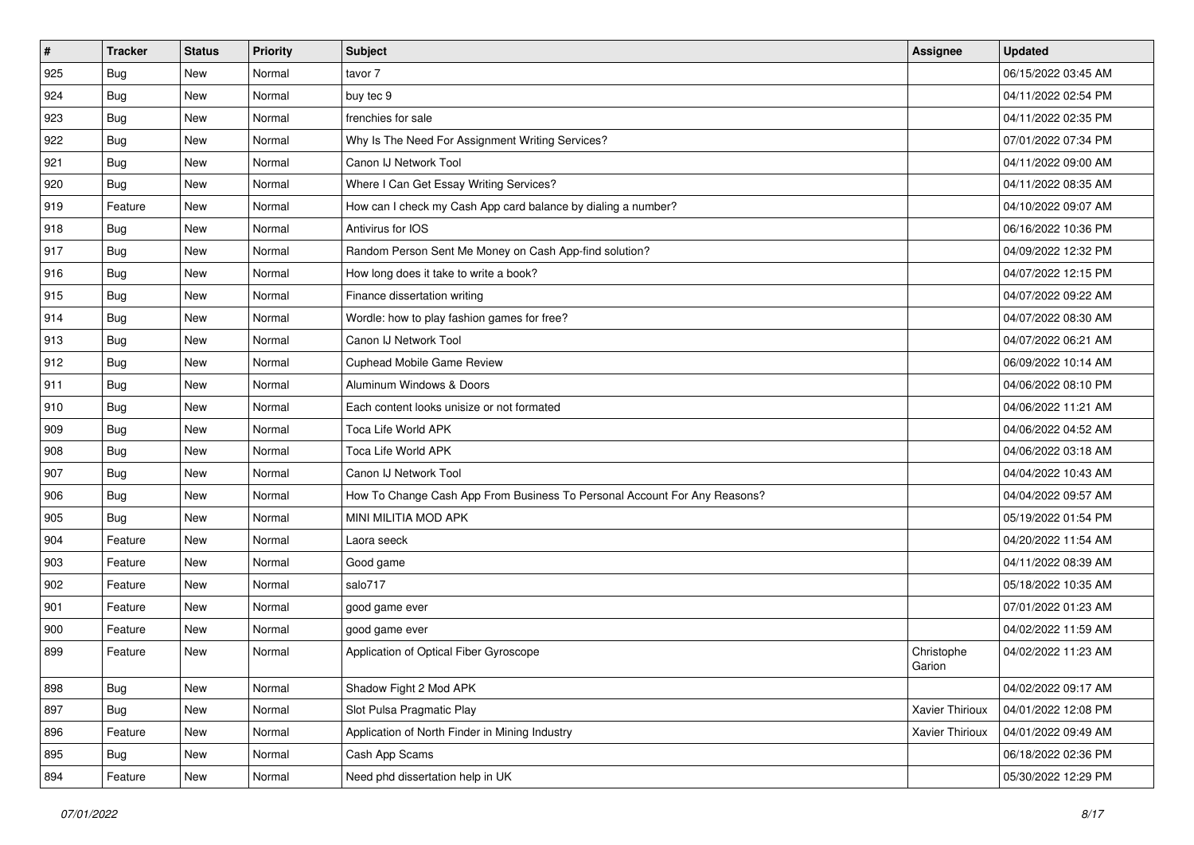| # | Tracker | Status | Priority | Subject | Assignee | Updated |
|---|---|---|---|---|---|---|
| 925 | Bug | New | Normal | tavor 7 | | 06/15/2022 03:45 AM |
| 924 | Bug | New | Normal | buy tec 9 | | 04/11/2022 02:54 PM |
| 923 | Bug | New | Normal | frenchies for sale | | 04/11/2022 02:35 PM |
| 922 | Bug | New | Normal | Why Is The Need For Assignment Writing Services? | | 07/01/2022 07:34 PM |
| 921 | Bug | New | Normal | Canon IJ Network Tool | | 04/11/2022 09:00 AM |
| 920 | Bug | New | Normal | Where I Can Get Essay Writing Services? | | 04/11/2022 08:35 AM |
| 919 | Feature | New | Normal | How can I check my Cash App card balance by dialing a number? | | 04/10/2022 09:07 AM |
| 918 | Bug | New | Normal | Antivirus for IOS | | 06/16/2022 10:36 PM |
| 917 | Bug | New | Normal | Random Person Sent Me Money on Cash App-find solution? | | 04/09/2022 12:32 PM |
| 916 | Bug | New | Normal | How long does it take to write a book? | | 04/07/2022 12:15 PM |
| 915 | Bug | New | Normal | Finance dissertation writing | | 04/07/2022 09:22 AM |
| 914 | Bug | New | Normal | Wordle: how to play fashion games for free? | | 04/07/2022 08:30 AM |
| 913 | Bug | New | Normal | Canon IJ Network Tool | | 04/07/2022 06:21 AM |
| 912 | Bug | New | Normal | Cuphead Mobile Game Review | | 06/09/2022 10:14 AM |
| 911 | Bug | New | Normal | Aluminum Windows & Doors | | 04/06/2022 08:10 PM |
| 910 | Bug | New | Normal | Each content looks unisize or not formated | | 04/06/2022 11:21 AM |
| 909 | Bug | New | Normal | Toca Life World APK | | 04/06/2022 04:52 AM |
| 908 | Bug | New | Normal | Toca Life World APK | | 04/06/2022 03:18 AM |
| 907 | Bug | New | Normal | Canon IJ Network Tool | | 04/04/2022 10:43 AM |
| 906 | Bug | New | Normal | How To Change Cash App From Business To Personal Account For Any Reasons? | | 04/04/2022 09:57 AM |
| 905 | Bug | New | Normal | MINI MILITIA MOD APK | | 05/19/2022 01:54 PM |
| 904 | Feature | New | Normal | Laora seeck | | 04/20/2022 11:54 AM |
| 903 | Feature | New | Normal | Good game | | 04/11/2022 08:39 AM |
| 902 | Feature | New | Normal | salo717 | | 05/18/2022 10:35 AM |
| 901 | Feature | New | Normal | good game ever | | 07/01/2022 01:23 AM |
| 900 | Feature | New | Normal | good game ever | | 04/02/2022 11:59 AM |
| 899 | Feature | New | Normal | Application of Optical Fiber Gyroscope | Christophe Garion | 04/02/2022 11:23 AM |
| 898 | Bug | New | Normal | Shadow Fight 2 Mod APK | | 04/02/2022 09:17 AM |
| 897 | Bug | New | Normal | Slot Pulsa Pragmatic Play | Xavier Thirioux | 04/01/2022 12:08 PM |
| 896 | Feature | New | Normal | Application of North Finder in Mining Industry | Xavier Thirioux | 04/01/2022 09:49 AM |
| 895 | Bug | New | Normal | Cash App Scams | | 06/18/2022 02:36 PM |
| 894 | Feature | New | Normal | Need phd dissertation help in UK | | 05/30/2022 12:29 PM |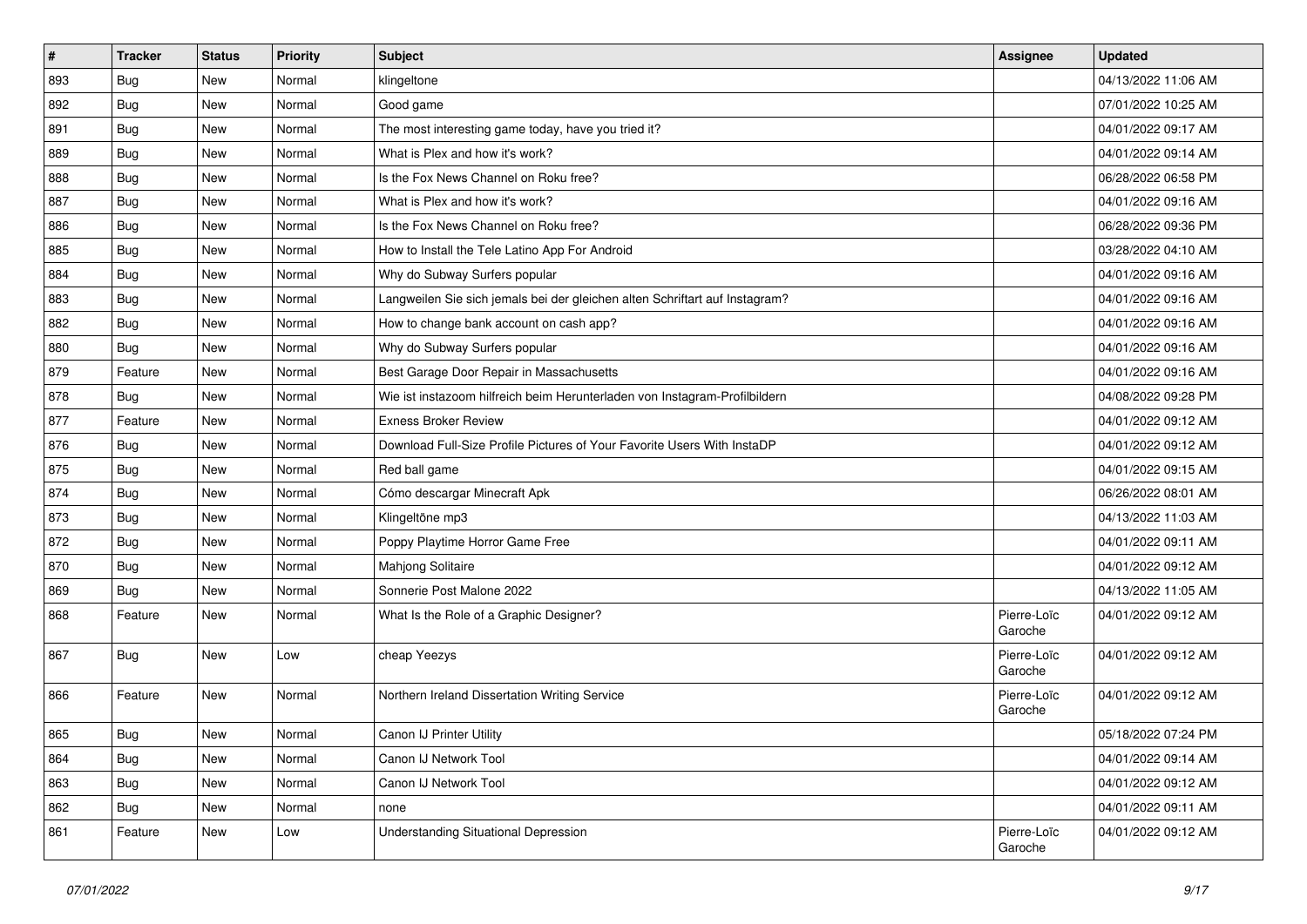| # | Tracker | Status | Priority | Subject | Assignee | Updated |
| --- | --- | --- | --- | --- | --- | --- |
| 893 | Bug | New | Normal | klingeltone | | 04/13/2022 11:06 AM |
| 892 | Bug | New | Normal | Good game | | 07/01/2022 10:25 AM |
| 891 | Bug | New | Normal | The most interesting game today, have you tried it? | | 04/01/2022 09:17 AM |
| 889 | Bug | New | Normal | What is Plex and how it's work? | | 04/01/2022 09:14 AM |
| 888 | Bug | New | Normal | Is the Fox News Channel on Roku free? | | 06/28/2022 06:58 PM |
| 887 | Bug | New | Normal | What is Plex and how it's work? | | 04/01/2022 09:16 AM |
| 886 | Bug | New | Normal | Is the Fox News Channel on Roku free? | | 06/28/2022 09:36 PM |
| 885 | Bug | New | Normal | How to Install the Tele Latino App For Android | | 03/28/2022 04:10 AM |
| 884 | Bug | New | Normal | Why do Subway Surfers popular | | 04/01/2022 09:16 AM |
| 883 | Bug | New | Normal | Langweilen Sie sich jemals bei der gleichen alten Schriftart auf Instagram? | | 04/01/2022 09:16 AM |
| 882 | Bug | New | Normal | How to change bank account on cash app? | | 04/01/2022 09:16 AM |
| 880 | Bug | New | Normal | Why do Subway Surfers popular | | 04/01/2022 09:16 AM |
| 879 | Feature | New | Normal | Best Garage Door Repair in Massachusetts | | 04/01/2022 09:16 AM |
| 878 | Bug | New | Normal | Wie ist instazoom hilfreich beim Herunterladen von Instagram-Profilbildern | | 04/08/2022 09:28 PM |
| 877 | Feature | New | Normal | Exness Broker Review | | 04/01/2022 09:12 AM |
| 876 | Bug | New | Normal | Download Full-Size Profile Pictures of Your Favorite Users With InstaDP | | 04/01/2022 09:12 AM |
| 875 | Bug | New | Normal | Red ball game | | 04/01/2022 09:15 AM |
| 874 | Bug | New | Normal | Cómo descargar Minecraft Apk | | 06/26/2022 08:01 AM |
| 873 | Bug | New | Normal | Klingeltöne mp3 | | 04/13/2022 11:03 AM |
| 872 | Bug | New | Normal | Poppy Playtime Horror Game Free | | 04/01/2022 09:11 AM |
| 870 | Bug | New | Normal | Mahjong Solitaire | | 04/01/2022 09:12 AM |
| 869 | Bug | New | Normal | Sonnerie Post Malone 2022 | | 04/13/2022 11:05 AM |
| 868 | Feature | New | Normal | What Is the Role of a Graphic Designer? | Pierre-Loïc Garoche | 04/01/2022 09:12 AM |
| 867 | Bug | New | Low | cheap Yeezys | Pierre-Loïc Garoche | 04/01/2022 09:12 AM |
| 866 | Feature | New | Normal | Northern Ireland Dissertation Writing Service | Pierre-Loïc Garoche | 04/01/2022 09:12 AM |
| 865 | Bug | New | Normal | Canon IJ Printer Utility | | 05/18/2022 07:24 PM |
| 864 | Bug | New | Normal | Canon IJ Network Tool | | 04/01/2022 09:14 AM |
| 863 | Bug | New | Normal | Canon IJ Network Tool | | 04/01/2022 09:12 AM |
| 862 | Bug | New | Normal | none | | 04/01/2022 09:11 AM |
| 861 | Feature | New | Low | Understanding Situational Depression | Pierre-Loïc Garoche | 04/01/2022 09:12 AM |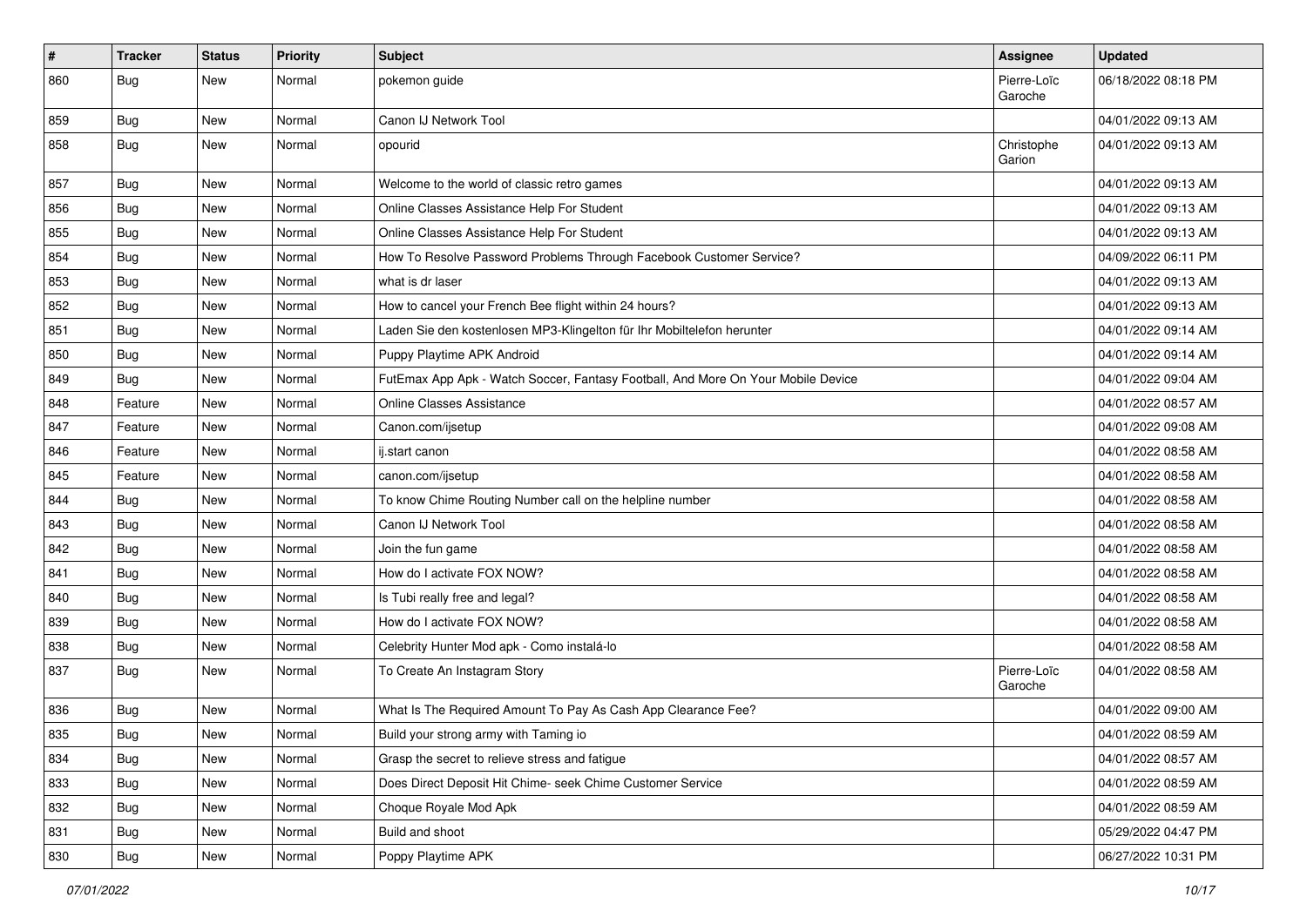| # | Tracker | Status | Priority | Subject | Assignee | Updated |
| --- | --- | --- | --- | --- | --- | --- |
| 860 | Bug | New | Normal | pokemon guide | Pierre-Loïc Garoche | 06/18/2022 08:18 PM |
| 859 | Bug | New | Normal | Canon IJ Network Tool | | 04/01/2022 09:13 AM |
| 858 | Bug | New | Normal | opourid | Christophe Garion | 04/01/2022 09:13 AM |
| 857 | Bug | New | Normal | Welcome to the world of classic retro games | | 04/01/2022 09:13 AM |
| 856 | Bug | New | Normal | Online Classes Assistance Help For Student | | 04/01/2022 09:13 AM |
| 855 | Bug | New | Normal | Online Classes Assistance Help For Student | | 04/01/2022 09:13 AM |
| 854 | Bug | New | Normal | How To Resolve Password Problems Through Facebook Customer Service? | | 04/09/2022 06:11 PM |
| 853 | Bug | New | Normal | what is dr laser | | 04/01/2022 09:13 AM |
| 852 | Bug | New | Normal | How to cancel your French Bee flight within 24 hours? | | 04/01/2022 09:13 AM |
| 851 | Bug | New | Normal | Laden Sie den kostenlosen MP3-Klingelton für Ihr Mobiltelefon herunter | | 04/01/2022 09:14 AM |
| 850 | Bug | New | Normal | Puppy Playtime APK Android | | 04/01/2022 09:14 AM |
| 849 | Bug | New | Normal | FutEmax App Apk - Watch Soccer, Fantasy Football, And More On Your Mobile Device | | 04/01/2022 09:04 AM |
| 848 | Feature | New | Normal | Online Classes Assistance | | 04/01/2022 08:57 AM |
| 847 | Feature | New | Normal | Canon.com/ijsetup | | 04/01/2022 09:08 AM |
| 846 | Feature | New | Normal | ij.start canon | | 04/01/2022 08:58 AM |
| 845 | Feature | New | Normal | canon.com/ijsetup | | 04/01/2022 08:58 AM |
| 844 | Bug | New | Normal | To know Chime Routing Number call on the helpline number | | 04/01/2022 08:58 AM |
| 843 | Bug | New | Normal | Canon IJ Network Tool | | 04/01/2022 08:58 AM |
| 842 | Bug | New | Normal | Join the fun game | | 04/01/2022 08:58 AM |
| 841 | Bug | New | Normal | How do I activate FOX NOW? | | 04/01/2022 08:58 AM |
| 840 | Bug | New | Normal | Is Tubi really free and legal? | | 04/01/2022 08:58 AM |
| 839 | Bug | New | Normal | How do I activate FOX NOW? | | 04/01/2022 08:58 AM |
| 838 | Bug | New | Normal | Celebrity Hunter Mod apk - Como instalá-lo | | 04/01/2022 08:58 AM |
| 837 | Bug | New | Normal | To Create An Instagram Story | Pierre-Loïc Garoche | 04/01/2022 08:58 AM |
| 836 | Bug | New | Normal | What Is The Required Amount To Pay As Cash App Clearance Fee? | | 04/01/2022 09:00 AM |
| 835 | Bug | New | Normal | Build your strong army with Taming io | | 04/01/2022 08:59 AM |
| 834 | Bug | New | Normal | Grasp the secret to relieve stress and fatigue | | 04/01/2022 08:57 AM |
| 833 | Bug | New | Normal | Does Direct Deposit Hit Chime- seek Chime Customer Service | | 04/01/2022 08:59 AM |
| 832 | Bug | New | Normal | Choque Royale Mod Apk | | 04/01/2022 08:59 AM |
| 831 | Bug | New | Normal | Build and shoot | | 05/29/2022 04:47 PM |
| 830 | Bug | New | Normal | Poppy Playtime APK | | 06/27/2022 10:31 PM |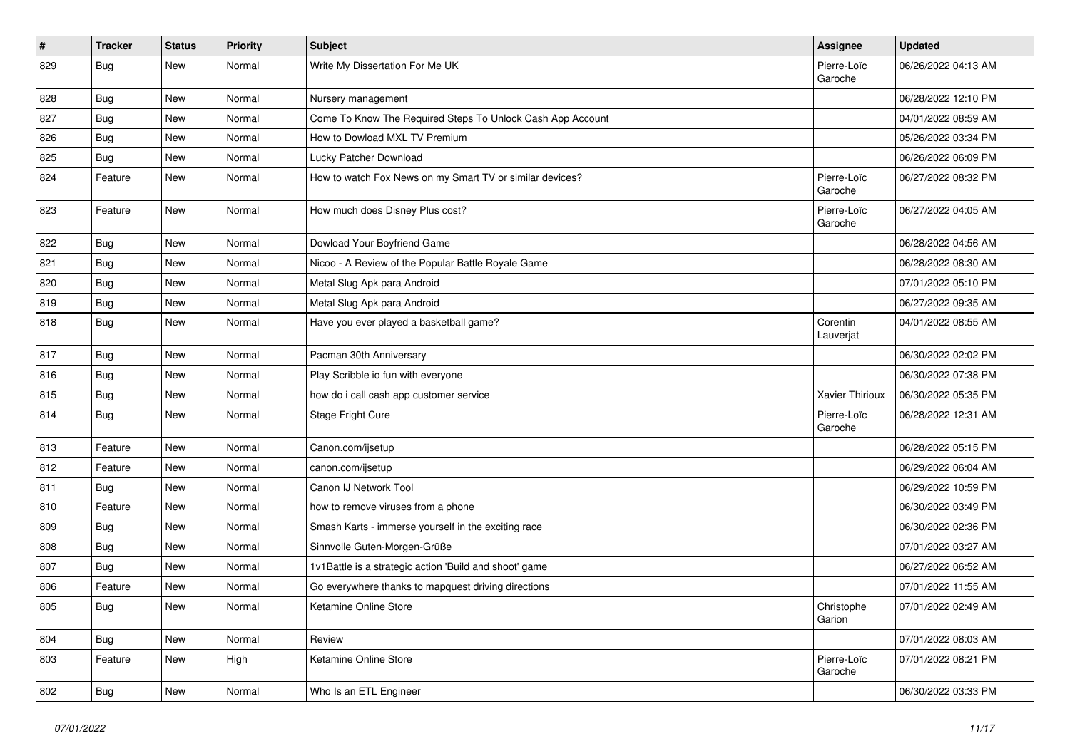| # | Tracker | Status | Priority | Subject | Assignee | Updated |
|---|---|---|---|---|---|---|
| 829 | Bug | New | Normal | Write My Dissertation For Me UK | Pierre-Loïc Garoche | 06/26/2022 04:13 AM |
| 828 | Bug | New | Normal | Nursery management | | 06/28/2022 12:10 PM |
| 827 | Bug | New | Normal | Come To Know The Required Steps To Unlock Cash App Account | | 04/01/2022 08:59 AM |
| 826 | Bug | New | Normal | How to Dowload MXL TV Premium | | 05/26/2022 03:34 PM |
| 825 | Bug | New | Normal | Lucky Patcher Download | | 06/26/2022 06:09 PM |
| 824 | Feature | New | Normal | How to watch Fox News on my Smart TV or similar devices? | Pierre-Loïc Garoche | 06/27/2022 08:32 PM |
| 823 | Feature | New | Normal | How much does Disney Plus cost? | Pierre-Loïc Garoche | 06/27/2022 04:05 AM |
| 822 | Bug | New | Normal | Dowload Your Boyfriend Game | | 06/28/2022 04:56 AM |
| 821 | Bug | New | Normal | Nicoo - A Review of the Popular Battle Royale Game | | 06/28/2022 08:30 AM |
| 820 | Bug | New | Normal | Metal Slug Apk para Android | | 07/01/2022 05:10 PM |
| 819 | Bug | New | Normal | Metal Slug Apk para Android | | 06/27/2022 09:35 AM |
| 818 | Bug | New | Normal | Have you ever played a basketball game? | Corentin Lauverjat | 04/01/2022 08:55 AM |
| 817 | Bug | New | Normal | Pacman 30th Anniversary | | 06/30/2022 02:02 PM |
| 816 | Bug | New | Normal | Play Scribble io fun with everyone | | 06/30/2022 07:38 PM |
| 815 | Bug | New | Normal | how do i call cash app customer service | Xavier Thirioux | 06/30/2022 05:35 PM |
| 814 | Bug | New | Normal | Stage Fright Cure | Pierre-Loïc Garoche | 06/28/2022 12:31 AM |
| 813 | Feature | New | Normal | Canon.com/ijsetup | | 06/28/2022 05:15 PM |
| 812 | Feature | New | Normal | canon.com/ijsetup | | 06/29/2022 06:04 AM |
| 811 | Bug | New | Normal | Canon IJ Network Tool | | 06/29/2022 10:59 PM |
| 810 | Feature | New | Normal | how to remove viruses from a phone | | 06/30/2022 03:49 PM |
| 809 | Bug | New | Normal | Smash Karts - immerse yourself in the exciting race | | 06/30/2022 02:36 PM |
| 808 | Bug | New | Normal | Sinnvolle Guten-Morgen-Grüße | | 07/01/2022 03:27 AM |
| 807 | Bug | New | Normal | 1v1Battle is a strategic action 'Build and shoot' game | | 06/27/2022 06:52 AM |
| 806 | Feature | New | Normal | Go everywhere thanks to mapquest driving directions | | 07/01/2022 11:55 AM |
| 805 | Bug | New | Normal | Ketamine Online Store | Christophe Garion | 07/01/2022 02:49 AM |
| 804 | Bug | New | Normal | Review | | 07/01/2022 08:03 AM |
| 803 | Feature | New | High | Ketamine Online Store | Pierre-Loïc Garoche | 07/01/2022 08:21 PM |
| 802 | Bug | New | Normal | Who Is an ETL Engineer | | 06/30/2022 03:33 PM |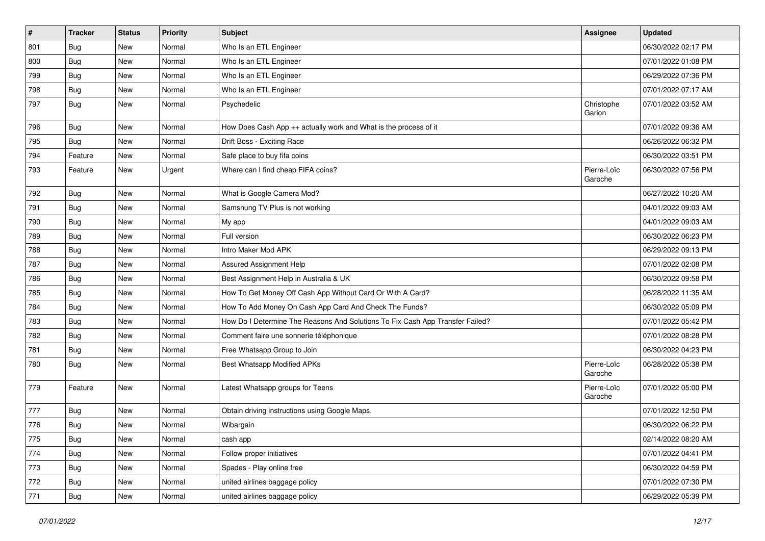| # | Tracker | Status | Priority | Subject | Assignee | Updated |
|---|---|---|---|---|---|---|
| 801 | Bug | New | Normal | Who Is an ETL Engineer | | 06/30/2022 02:17 PM |
| 800 | Bug | New | Normal | Who Is an ETL Engineer | | 07/01/2022 01:08 PM |
| 799 | Bug | New | Normal | Who Is an ETL Engineer | | 06/29/2022 07:36 PM |
| 798 | Bug | New | Normal | Who Is an ETL Engineer | | 07/01/2022 07:17 AM |
| 797 | Bug | New | Normal | Psychedelic | Christophe Garion | 07/01/2022 03:52 AM |
| 796 | Bug | New | Normal | How Does Cash App ++ actually work and What is the process of it | | 07/01/2022 09:36 AM |
| 795 | Bug | New | Normal | Drift Boss - Exciting Race | | 06/26/2022 06:32 PM |
| 794 | Feature | New | Normal | Safe place to buy fifa coins | | 06/30/2022 03:51 PM |
| 793 | Feature | New | Urgent | Where can I find cheap FIFA coins? | Pierre-Loïc Garoche | 06/30/2022 07:56 PM |
| 792 | Bug | New | Normal | What is Google Camera Mod? | | 06/27/2022 10:20 AM |
| 791 | Bug | New | Normal | Samsnung TV Plus is not working | | 04/01/2022 09:03 AM |
| 790 | Bug | New | Normal | My app | | 04/01/2022 09:03 AM |
| 789 | Bug | New | Normal | Full version | | 06/30/2022 06:23 PM |
| 788 | Bug | New | Normal | Intro Maker Mod APK | | 06/29/2022 09:13 PM |
| 787 | Bug | New | Normal | Assured Assignment Help | | 07/01/2022 02:08 PM |
| 786 | Bug | New | Normal | Best Assignment Help in Australia & UK | | 06/30/2022 09:58 PM |
| 785 | Bug | New | Normal | How To Get Money Off Cash App Without Card Or With A Card? | | 06/28/2022 11:35 AM |
| 784 | Bug | New | Normal | How To Add Money On Cash App Card And Check The Funds? | | 06/30/2022 05:09 PM |
| 783 | Bug | New | Normal | How Do I Determine The Reasons And Solutions To Fix Cash App Transfer Failed? | | 07/01/2022 05:42 PM |
| 782 | Bug | New | Normal | Comment faire une sonnerie téléphonique | | 07/01/2022 08:28 PM |
| 781 | Bug | New | Normal | Free Whatsapp Group to Join | | 06/30/2022 04:23 PM |
| 780 | Bug | New | Normal | Best Whatsapp Modified APKs | Pierre-Loïc Garoche | 06/28/2022 05:38 PM |
| 779 | Feature | New | Normal | Latest Whatsapp groups for Teens | Pierre-Loïc Garoche | 07/01/2022 05:00 PM |
| 777 | Bug | New | Normal | Obtain driving instructions using Google Maps. | | 07/01/2022 12:50 PM |
| 776 | Bug | New | Normal | Wibargain | | 06/30/2022 06:22 PM |
| 775 | Bug | New | Normal | cash app | | 02/14/2022 08:20 AM |
| 774 | Bug | New | Normal | Follow proper initiatives | | 07/01/2022 04:41 PM |
| 773 | Bug | New | Normal | Spades - Play online free | | 06/30/2022 04:59 PM |
| 772 | Bug | New | Normal | united airlines baggage policy | | 07/01/2022 07:30 PM |
| 771 | Bug | New | Normal | united airlines baggage policy | | 06/29/2022 05:39 PM |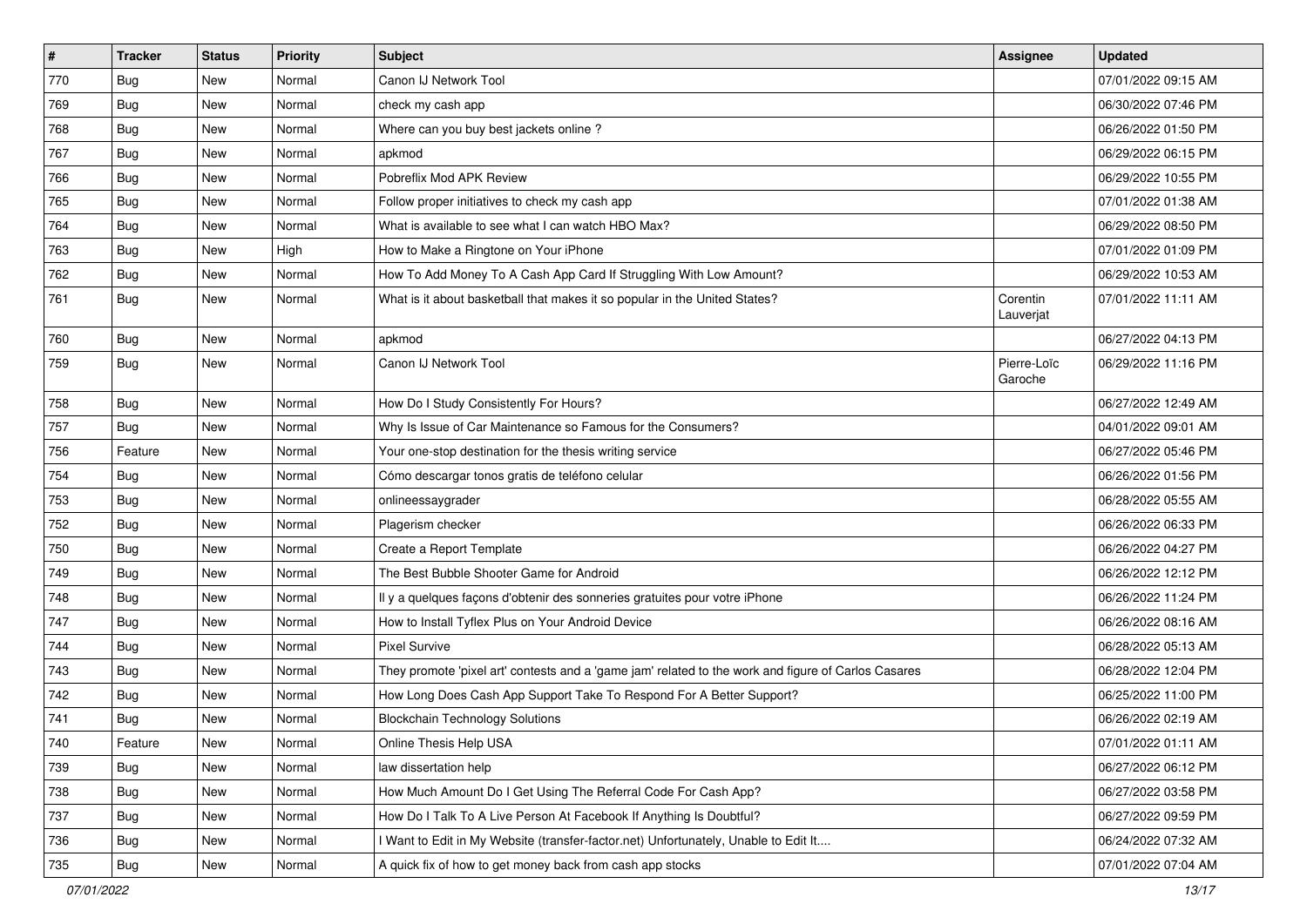| # | Tracker | Status | Priority | Subject | Assignee | Updated |
|---|---|---|---|---|---|---|
| 770 | Bug | New | Normal | Canon IJ Network Tool | | 07/01/2022 09:15 AM |
| 769 | Bug | New | Normal | check my cash app | | 06/30/2022 07:46 PM |
| 768 | Bug | New | Normal | Where can you buy best jackets online ? | | 06/26/2022 01:50 PM |
| 767 | Bug | New | Normal | apkmod | | 06/29/2022 06:15 PM |
| 766 | Bug | New | Normal | Pobreflix Mod APK Review | | 06/29/2022 10:55 PM |
| 765 | Bug | New | Normal | Follow proper initiatives to check my cash app | | 07/01/2022 01:38 AM |
| 764 | Bug | New | Normal | What is available to see what I can watch HBO Max? | | 06/29/2022 08:50 PM |
| 763 | Bug | New | High | How to Make a Ringtone on Your iPhone | | 07/01/2022 01:09 PM |
| 762 | Bug | New | Normal | How To Add Money To A Cash App Card If Struggling With Low Amount? | | 06/29/2022 10:53 AM |
| 761 | Bug | New | Normal | What is it about basketball that makes it so popular in the United States? | Corentin Lauverjat | 07/01/2022 11:11 AM |
| 760 | Bug | New | Normal | apkmod | | 06/27/2022 04:13 PM |
| 759 | Bug | New | Normal | Canon IJ Network Tool | Pierre-Loïc Garoche | 06/29/2022 11:16 PM |
| 758 | Bug | New | Normal | How Do I Study Consistently For Hours? | | 06/27/2022 12:49 AM |
| 757 | Bug | New | Normal | Why Is Issue of Car Maintenance so Famous for the Consumers? | | 04/01/2022 09:01 AM |
| 756 | Feature | New | Normal | Your one-stop destination for the thesis writing service | | 06/27/2022 05:46 PM |
| 754 | Bug | New | Normal | Cómo descargar tonos gratis de teléfono celular | | 06/26/2022 01:56 PM |
| 753 | Bug | New | Normal | onlineessaygrader | | 06/28/2022 05:55 AM |
| 752 | Bug | New | Normal | Plagerism checker | | 06/26/2022 06:33 PM |
| 750 | Bug | New | Normal | Create a Report Template | | 06/26/2022 04:27 PM |
| 749 | Bug | New | Normal | The Best Bubble Shooter Game for Android | | 06/26/2022 12:12 PM |
| 748 | Bug | New | Normal | Il y a quelques façons d'obtenir des sonneries gratuites pour votre iPhone | | 06/26/2022 11:24 PM |
| 747 | Bug | New | Normal | How to Install Tyflex Plus on Your Android Device | | 06/26/2022 08:16 AM |
| 744 | Bug | New | Normal | Pixel Survive | | 06/28/2022 05:13 AM |
| 743 | Bug | New | Normal | They promote 'pixel art' contests and a 'game jam' related to the work and figure of Carlos Casares | | 06/28/2022 12:04 PM |
| 742 | Bug | New | Normal | How Long Does Cash App Support Take To Respond For A Better Support? | | 06/25/2022 11:00 PM |
| 741 | Bug | New | Normal | Blockchain Technology Solutions | | 06/26/2022 02:19 AM |
| 740 | Feature | New | Normal | Online Thesis Help USA | | 07/01/2022 01:11 AM |
| 739 | Bug | New | Normal | law dissertation help | | 06/27/2022 06:12 PM |
| 738 | Bug | New | Normal | How Much Amount Do I Get Using The Referral Code For Cash App? | | 06/27/2022 03:58 PM |
| 737 | Bug | New | Normal | How Do I Talk To A Live Person At Facebook If Anything Is Doubtful? | | 06/27/2022 09:59 PM |
| 736 | Bug | New | Normal | I Want to Edit in My Website (transfer-factor.net) Unfortunately, Unable to Edit It.... | | 06/24/2022 07:32 AM |
| 735 | Bug | New | Normal | A quick fix of how to get money back from cash app stocks | | 07/01/2022 07:04 AM |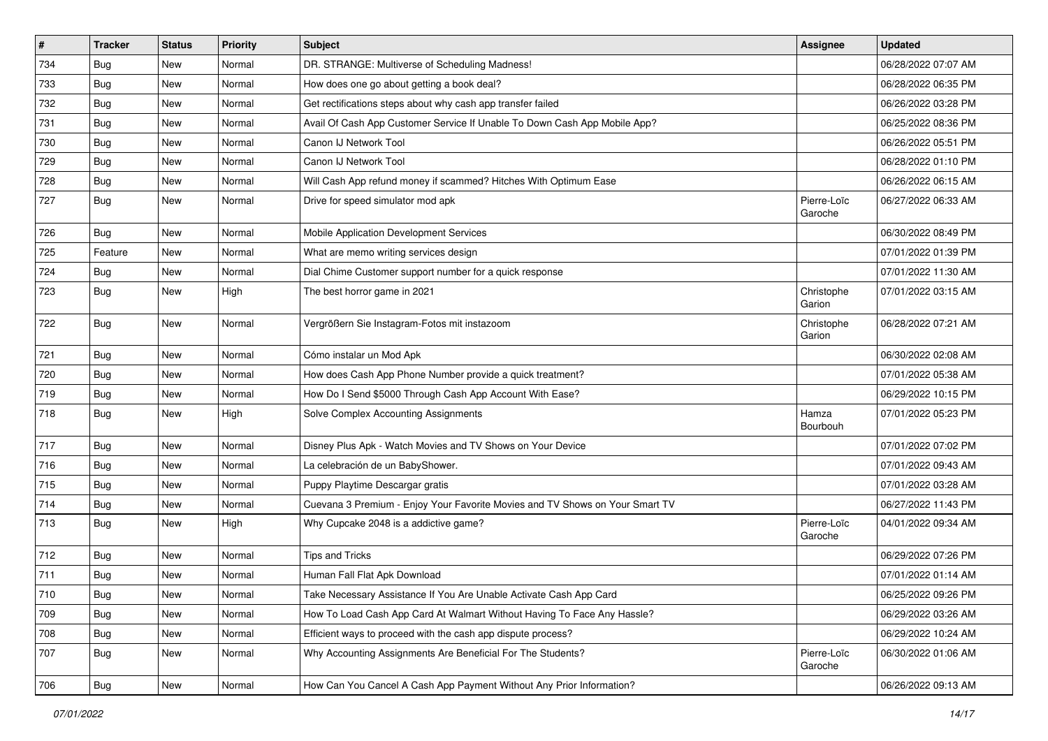| # | Tracker | Status | Priority | Subject | Assignee | Updated |
|---|---|---|---|---|---|---|
| 734 | Bug | New | Normal | DR. STRANGE: Multiverse of Scheduling Madness! | | 06/28/2022 07:07 AM |
| 733 | Bug | New | Normal | How does one go about getting a book deal? | | 06/28/2022 06:35 PM |
| 732 | Bug | New | Normal | Get rectifications steps about why cash app transfer failed | | 06/26/2022 03:28 PM |
| 731 | Bug | New | Normal | Avail Of Cash App Customer Service If Unable To Down Cash App Mobile App? | | 06/25/2022 08:36 PM |
| 730 | Bug | New | Normal | Canon IJ Network Tool | | 06/26/2022 05:51 PM |
| 729 | Bug | New | Normal | Canon IJ Network Tool | | 06/28/2022 01:10 PM |
| 728 | Bug | New | Normal | Will Cash App refund money if scammed? Hitches With Optimum Ease | | 06/26/2022 06:15 AM |
| 727 | Bug | New | Normal | Drive for speed simulator mod apk | Pierre-Loïc Garoche | 06/27/2022 06:33 AM |
| 726 | Bug | New | Normal | Mobile Application Development Services | | 06/30/2022 08:49 PM |
| 725 | Feature | New | Normal | What are memo writing services design | | 07/01/2022 01:39 PM |
| 724 | Bug | New | Normal | Dial Chime Customer support number for a quick response | | 07/01/2022 11:30 AM |
| 723 | Bug | New | High | The best horror game in 2021 | Christophe Garion | 07/01/2022 03:15 AM |
| 722 | Bug | New | Normal | Vergrößern Sie Instagram-Fotos mit instazoom | Christophe Garion | 06/28/2022 07:21 AM |
| 721 | Bug | New | Normal | Cómo instalar un Mod Apk | | 06/30/2022 02:08 AM |
| 720 | Bug | New | Normal | How does Cash App Phone Number provide a quick treatment? | | 07/01/2022 05:38 AM |
| 719 | Bug | New | Normal | How Do I Send $5000 Through Cash App Account With Ease? | | 06/29/2022 10:15 PM |
| 718 | Bug | New | High | Solve Complex Accounting Assignments | Hamza Bourbouh | 07/01/2022 05:23 PM |
| 717 | Bug | New | Normal | Disney Plus Apk - Watch Movies and TV Shows on Your Device | | 07/01/2022 07:02 PM |
| 716 | Bug | New | Normal | La celebración de un BabyShower. | | 07/01/2022 09:43 AM |
| 715 | Bug | New | Normal | Puppy Playtime Descargar gratis | | 07/01/2022 03:28 AM |
| 714 | Bug | New | Normal | Cuevana 3 Premium - Enjoy Your Favorite Movies and TV Shows on Your Smart TV | | 06/27/2022 11:43 PM |
| 713 | Bug | New | High | Why Cupcake 2048 is a addictive game? | Pierre-Loïc Garoche | 04/01/2022 09:34 AM |
| 712 | Bug | New | Normal | Tips and Tricks | | 06/29/2022 07:26 PM |
| 711 | Bug | New | Normal | Human Fall Flat Apk Download | | 07/01/2022 01:14 AM |
| 710 | Bug | New | Normal | Take Necessary Assistance If You Are Unable Activate Cash App Card | | 06/25/2022 09:26 PM |
| 709 | Bug | New | Normal | How To Load Cash App Card At Walmart Without Having To Face Any Hassle? | | 06/29/2022 03:26 AM |
| 708 | Bug | New | Normal | Efficient ways to proceed with the cash app dispute process? | | 06/29/2022 10:24 AM |
| 707 | Bug | New | Normal | Why Accounting Assignments Are Beneficial For The Students? | Pierre-Loïc Garoche | 06/30/2022 01:06 AM |
| 706 | Bug | New | Normal | How Can You Cancel A Cash App Payment Without Any Prior Information? | | 06/26/2022 09:13 AM |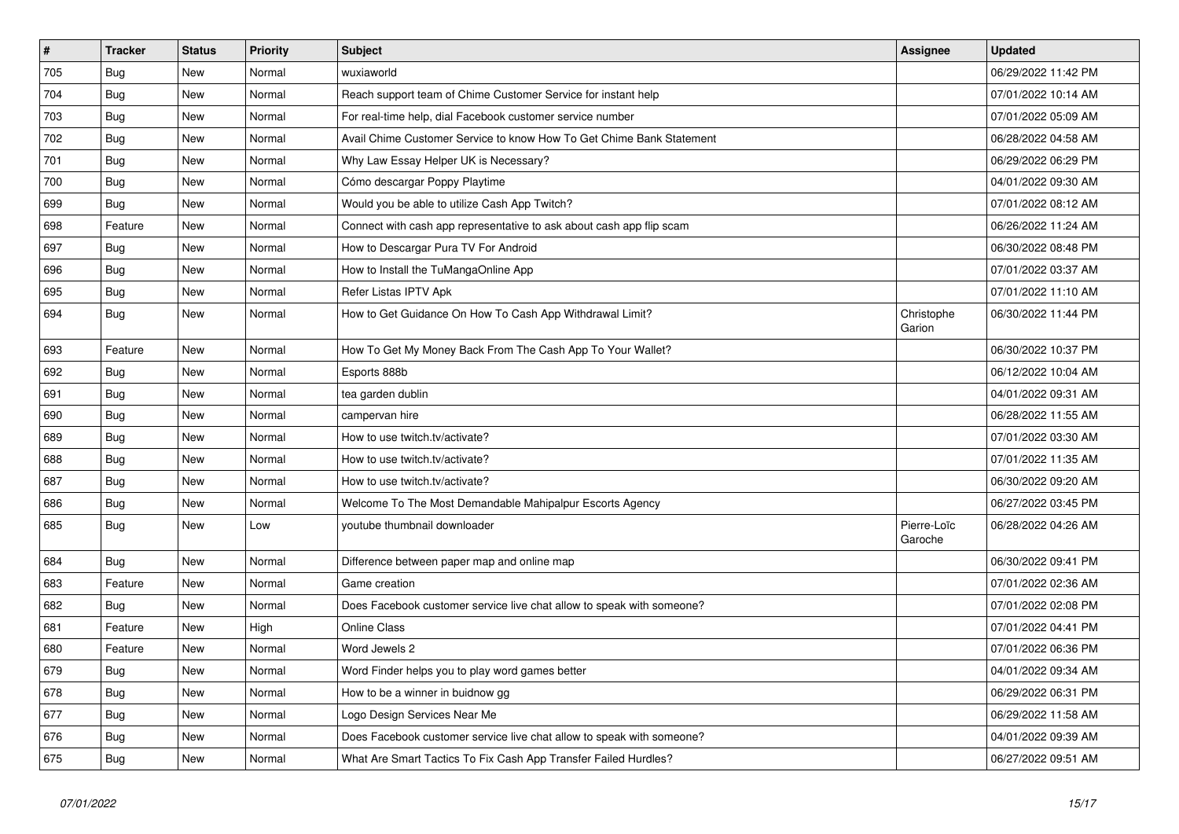| # | Tracker | Status | Priority | Subject | Assignee | Updated |
|---|---|---|---|---|---|---|
| 705 | Bug | New | Normal | wuxiaworld | | 06/29/2022 11:42 PM |
| 704 | Bug | New | Normal | Reach support team of Chime Customer Service for instant help | | 07/01/2022 10:14 AM |
| 703 | Bug | New | Normal | For real-time help, dial Facebook customer service number | | 07/01/2022 05:09 AM |
| 702 | Bug | New | Normal | Avail Chime Customer Service to know How To Get Chime Bank Statement | | 06/28/2022 04:58 AM |
| 701 | Bug | New | Normal | Why Law Essay Helper UK is Necessary? | | 06/29/2022 06:29 PM |
| 700 | Bug | New | Normal | Cómo descargar Poppy Playtime | | 04/01/2022 09:30 AM |
| 699 | Bug | New | Normal | Would you be able to utilize Cash App Twitch? | | 07/01/2022 08:12 AM |
| 698 | Feature | New | Normal | Connect with cash app representative to ask about cash app flip scam | | 06/26/2022 11:24 AM |
| 697 | Bug | New | Normal | How to Descargar Pura TV For Android | | 06/30/2022 08:48 PM |
| 696 | Bug | New | Normal | How to Install the TuMangaOnline App | | 07/01/2022 03:37 AM |
| 695 | Bug | New | Normal | Refer Listas IPTV Apk | | 07/01/2022 11:10 AM |
| 694 | Bug | New | Normal | How to Get Guidance On How To Cash App Withdrawal Limit? | Christophe Garion | 06/30/2022 11:44 PM |
| 693 | Feature | New | Normal | How To Get My Money Back From The Cash App To Your Wallet? | | 06/30/2022 10:37 PM |
| 692 | Bug | New | Normal | Esports 888b | | 06/12/2022 10:04 AM |
| 691 | Bug | New | Normal | tea garden dublin | | 04/01/2022 09:31 AM |
| 690 | Bug | New | Normal | campervan hire | | 06/28/2022 11:55 AM |
| 689 | Bug | New | Normal | How to use twitch.tv/activate? | | 07/01/2022 03:30 AM |
| 688 | Bug | New | Normal | How to use twitch.tv/activate? | | 07/01/2022 11:35 AM |
| 687 | Bug | New | Normal | How to use twitch.tv/activate? | | 06/30/2022 09:20 AM |
| 686 | Bug | New | Normal | Welcome To The Most Demandable Mahipalpur Escorts Agency | | 06/27/2022 03:45 PM |
| 685 | Bug | New | Low | youtube thumbnail downloader | Pierre-Loïc Garoche | 06/28/2022 04:26 AM |
| 684 | Bug | New | Normal | Difference between paper map and online map | | 06/30/2022 09:41 PM |
| 683 | Feature | New | Normal | Game creation | | 07/01/2022 02:36 AM |
| 682 | Bug | New | Normal | Does Facebook customer service live chat allow to speak with someone? | | 07/01/2022 02:08 PM |
| 681 | Feature | New | High | Online Class | | 07/01/2022 04:41 PM |
| 680 | Feature | New | Normal | Word Jewels 2 | | 07/01/2022 06:36 PM |
| 679 | Bug | New | Normal | Word Finder helps you to play word games better | | 04/01/2022 09:34 AM |
| 678 | Bug | New | Normal | How to be a winner in buidnow gg | | 06/29/2022 06:31 PM |
| 677 | Bug | New | Normal | Logo Design Services Near Me | | 06/29/2022 11:58 AM |
| 676 | Bug | New | Normal | Does Facebook customer service live chat allow to speak with someone? | | 04/01/2022 09:39 AM |
| 675 | Bug | New | Normal | What Are Smart Tactics To Fix Cash App Transfer Failed Hurdles? | | 06/27/2022 09:51 AM |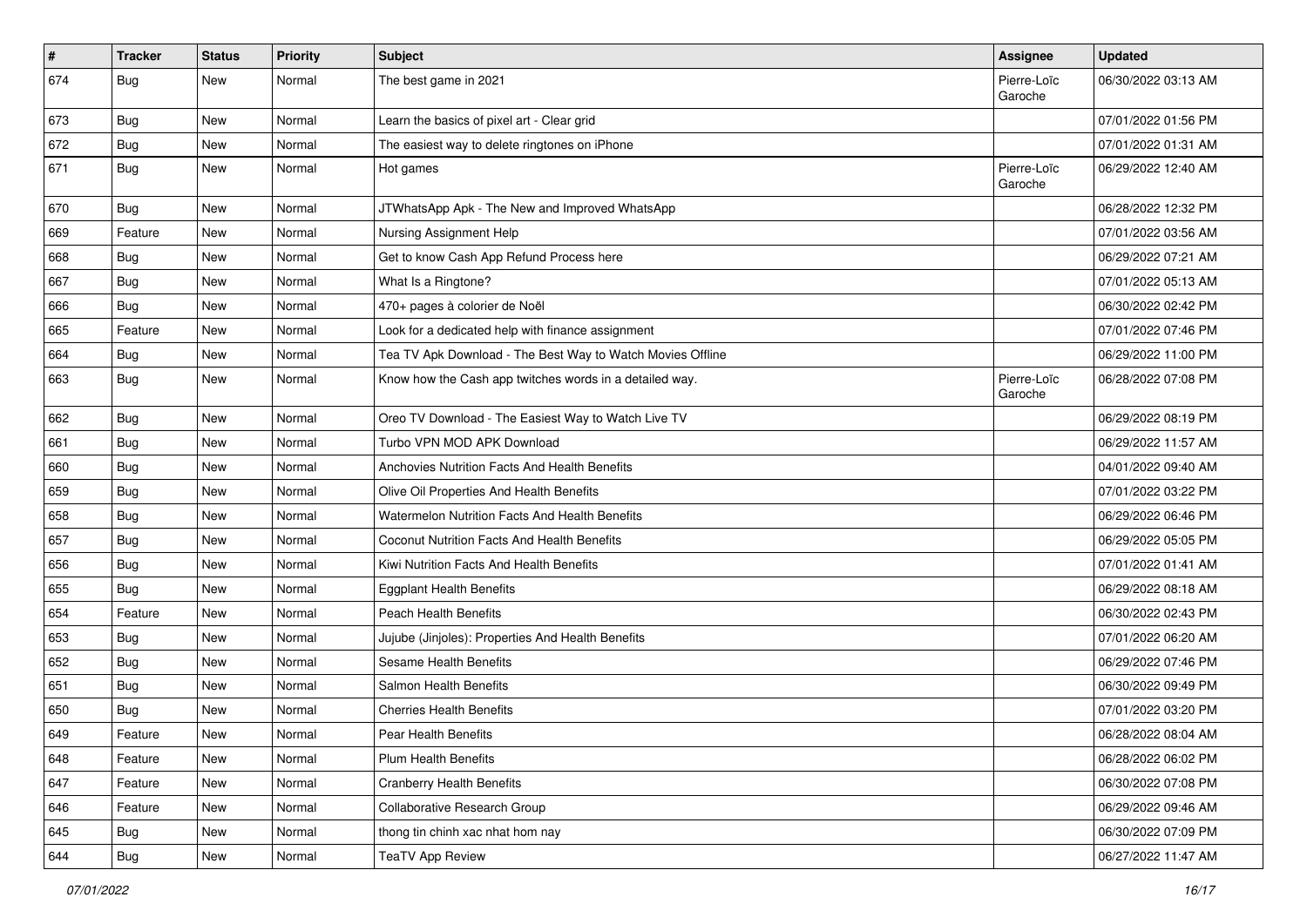| # | Tracker | Status | Priority | Subject | Assignee | Updated |
| --- | --- | --- | --- | --- | --- | --- |
| 674 | Bug | New | Normal | The best game in 2021 | Pierre-Loïc Garoche | 06/30/2022 03:13 AM |
| 673 | Bug | New | Normal | Learn the basics of pixel art - Clear grid | | 07/01/2022 01:56 PM |
| 672 | Bug | New | Normal | The easiest way to delete ringtones on iPhone | | 07/01/2022 01:31 AM |
| 671 | Bug | New | Normal | Hot games | Pierre-Loïc Garoche | 06/29/2022 12:40 AM |
| 670 | Bug | New | Normal | JTWhatsApp Apk - The New and Improved WhatsApp | | 06/28/2022 12:32 PM |
| 669 | Feature | New | Normal | Nursing Assignment Help | | 07/01/2022 03:56 AM |
| 668 | Bug | New | Normal | Get to know Cash App Refund Process here | | 06/29/2022 07:21 AM |
| 667 | Bug | New | Normal | What Is a Ringtone? | | 07/01/2022 05:13 AM |
| 666 | Bug | New | Normal | 470+ pages à colorier de Noël | | 06/30/2022 02:42 PM |
| 665 | Feature | New | Normal | Look for a dedicated help with finance assignment | | 07/01/2022 07:46 PM |
| 664 | Bug | New | Normal | Tea TV Apk Download - The Best Way to Watch Movies Offline | | 06/29/2022 11:00 PM |
| 663 | Bug | New | Normal | Know how the Cash app twitches words in a detailed way. | Pierre-Loïc Garoche | 06/28/2022 07:08 PM |
| 662 | Bug | New | Normal | Oreo TV Download - The Easiest Way to Watch Live TV | | 06/29/2022 08:19 PM |
| 661 | Bug | New | Normal | Turbo VPN MOD APK Download | | 06/29/2022 11:57 AM |
| 660 | Bug | New | Normal | Anchovies Nutrition Facts And Health Benefits | | 04/01/2022 09:40 AM |
| 659 | Bug | New | Normal | Olive Oil Properties And Health Benefits | | 07/01/2022 03:22 PM |
| 658 | Bug | New | Normal | Watermelon Nutrition Facts And Health Benefits | | 06/29/2022 06:46 PM |
| 657 | Bug | New | Normal | Coconut Nutrition Facts And Health Benefits | | 06/29/2022 05:05 PM |
| 656 | Bug | New | Normal | Kiwi Nutrition Facts And Health Benefits | | 07/01/2022 01:41 AM |
| 655 | Bug | New | Normal | Eggplant Health Benefits | | 06/29/2022 08:18 AM |
| 654 | Feature | New | Normal | Peach Health Benefits | | 06/30/2022 02:43 PM |
| 653 | Bug | New | Normal | Jujube (Jinjoles): Properties And Health Benefits | | 07/01/2022 06:20 AM |
| 652 | Bug | New | Normal | Sesame Health Benefits | | 06/29/2022 07:46 PM |
| 651 | Bug | New | Normal | Salmon Health Benefits | | 06/30/2022 09:49 PM |
| 650 | Bug | New | Normal | Cherries Health Benefits | | 07/01/2022 03:20 PM |
| 649 | Feature | New | Normal | Pear Health Benefits | | 06/28/2022 08:04 AM |
| 648 | Feature | New | Normal | Plum Health Benefits | | 06/28/2022 06:02 PM |
| 647 | Feature | New | Normal | Cranberry Health Benefits | | 06/30/2022 07:08 PM |
| 646 | Feature | New | Normal | Collaborative Research Group | | 06/29/2022 09:46 AM |
| 645 | Bug | New | Normal | thong tin chinh xac nhat hom nay | | 06/30/2022 07:09 PM |
| 644 | Bug | New | Normal | TeaTV App Review | | 06/27/2022 11:47 AM |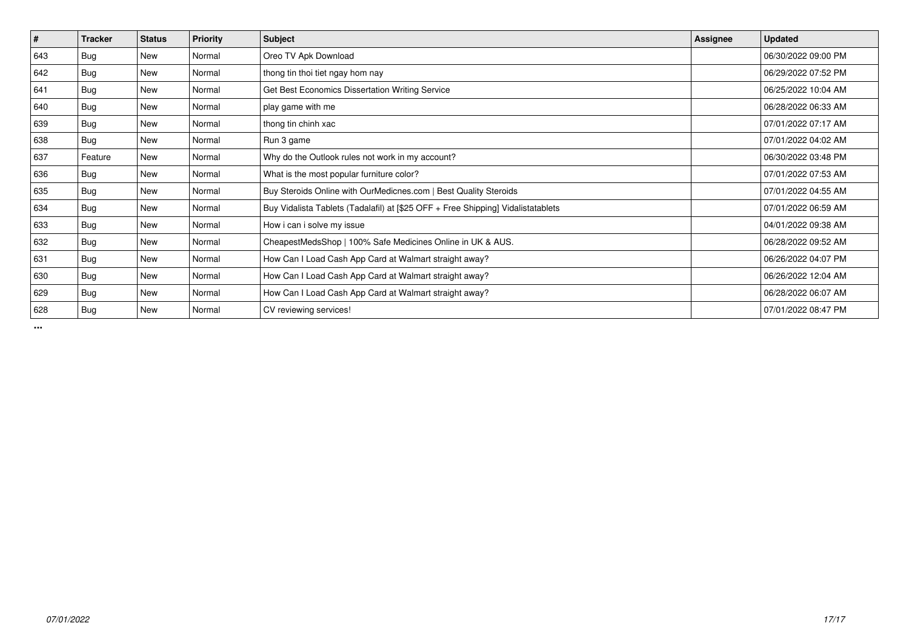| # | Tracker | Status | Priority | Subject | Assignee | Updated |
|---|---|---|---|---|---|---|
| 643 | Bug | New | Normal | Oreo TV Apk Download | | 06/30/2022 09:00 PM |
| 642 | Bug | New | Normal | thong tin thoi tiet ngay hom nay | | 06/29/2022 07:52 PM |
| 641 | Bug | New | Normal | Get Best Economics Dissertation Writing Service | | 06/25/2022 10:04 AM |
| 640 | Bug | New | Normal | play game with me | | 06/28/2022 06:33 AM |
| 639 | Bug | New | Normal | thong tin chinh xac | | 07/01/2022 07:17 AM |
| 638 | Bug | New | Normal | Run 3 game | | 07/01/2022 04:02 AM |
| 637 | Feature | New | Normal | Why do the Outlook rules not work in my account? | | 06/30/2022 03:48 PM |
| 636 | Bug | New | Normal | What is the most popular furniture color? | | 07/01/2022 07:53 AM |
| 635 | Bug | New | Normal | Buy Steroids Online with OurMedicnes.com \| Best Quality Steroids | | 07/01/2022 04:55 AM |
| 634 | Bug | New | Normal | Buy Vidalista Tablets (Tadalafil) at [$25 OFF + Free Shipping] Vidalistatablets | | 07/01/2022 06:59 AM |
| 633 | Bug | New | Normal | How i can i solve my issue | | 04/01/2022 09:38 AM |
| 632 | Bug | New | Normal | CheapestMedsShop \| 100% Safe Medicines Online in UK & AUS. | | 06/28/2022 09:52 AM |
| 631 | Bug | New | Normal | How Can I Load Cash App Card at Walmart straight away? | | 06/26/2022 04:07 PM |
| 630 | Bug | New | Normal | How Can I Load Cash App Card at Walmart straight away? | | 06/26/2022 12:04 AM |
| 629 | Bug | New | Normal | How Can I Load Cash App Card at Walmart straight away? | | 06/28/2022 06:07 AM |
| 628 | Bug | New | Normal | CV reviewing services! | | 07/01/2022 08:47 PM |

...